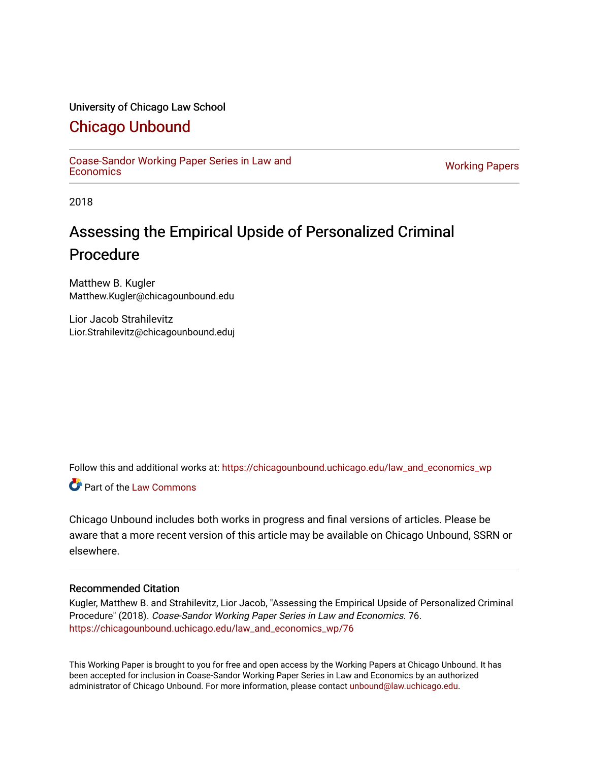University of Chicago Law School

# Chicago Unbound

Coase-Sandor Working Paper Series in Law and Economics

Working Papers

2018

## Assessing the Empirical Upside of Personalized Criminal Procedure

Matthew B. Kugler
Matthew.Kugler@chicagounbound.edu

Lior Jacob Strahilevitz
Lior.Strahilevitz@chicagounbound.eduj

Follow this and additional works at: https://chicagounbound.uchicago.edu/law_and_economics_wp

Part of the Law Commons

Chicago Unbound includes both works in progress and final versions of articles. Please be aware that a more recent version of this article may be available on Chicago Unbound, SSRN or elsewhere.

### Recommended Citation

Kugler, Matthew B. and Strahilevitz, Lior Jacob, "Assessing the Empirical Upside of Personalized Criminal Procedure" (2018). *Coase-Sandor Working Paper Series in Law and Economics*. 76.
https://chicagounbound.uchicago.edu/law_and_economics_wp/76

This Working Paper is brought to you for free and open access by the Working Papers at Chicago Unbound. It has been accepted for inclusion in Coase-Sandor Working Paper Series in Law and Economics by an authorized administrator of Chicago Unbound. For more information, please contact unbound@law.uchicago.edu.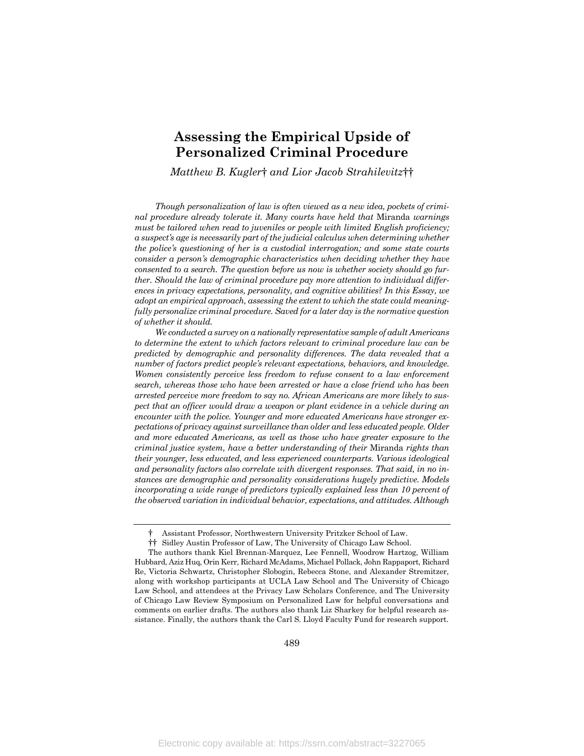# Assessing the Empirical Upside of Personalized Criminal Procedure

*Matthew B. Kugler† and Lior Jacob Strahilevitz††*

*Though personalization of law is often viewed as a new idea, pockets of criminal procedure already tolerate it. Many courts have held that* Miranda *warnings must be tailored when read to juveniles or people with limited English proficiency; a suspect's age is necessarily part of the judicial calculus when determining whether the police's questioning of her is a custodial interrogation; and some state courts consider a person's demographic characteristics when deciding whether they have consented to a search. The question before us now is whether society should go further. Should the law of criminal procedure pay more attention to individual differences in privacy expectations, personality, and cognitive abilities? In this Essay, we adopt an empirical approach, assessing the extent to which the state could meaningfully personalize criminal procedure. Saved for a later day is the normative question of whether it should.*

*We conducted a survey on a nationally representative sample of adult Americans to determine the extent to which factors relevant to criminal procedure law can be predicted by demographic and personality differences. The data revealed that a number of factors predict people's relevant expectations, behaviors, and knowledge. Women consistently perceive less freedom to refuse consent to a law enforcement search, whereas those who have been arrested or have a close friend who has been arrested perceive more freedom to say no. African Americans are more likely to suspect that an officer would draw a weapon or plant evidence in a vehicle during an encounter with the police. Younger and more educated Americans have stronger expectations of privacy against surveillance than older and less educated people. Older and more educated Americans, as well as those who have greater exposure to the criminal justice system, have a better understanding of their* Miranda *rights than their younger, less educated, and less experienced counterparts. Various ideological and personality factors also correlate with divergent responses. That said, in no instances are demographic and personality considerations hugely predictive. Models incorporating a wide range of predictors typically explained less than 10 percent of the observed variation in individual behavior, expectations, and attitudes. Although*

---

† Assistant Professor, Northwestern University Pritzker School of Law.

†† Sidley Austin Professor of Law, The University of Chicago Law School.

The authors thank Kiel Brennan-Marquez, Lee Fennell, Woodrow Hartzog, William Hubbard, Aziz Huq, Orin Kerr, Richard McAdams, Michael Pollack, John Rappaport, Richard Re, Victoria Schwartz, Christopher Slobogin, Rebecca Stone, and Alexander Stremitzer, along with workshop participants at UCLA Law School and The University of Chicago Law School, and attendees at the Privacy Law Scholars Conference, and The University of Chicago Law Review Symposium on Personalized Law for helpful conversations and comments on earlier drafts. The authors also thank Liz Sharkey for helpful research assistance. Finally, the authors thank the Carl S. Lloyd Faculty Fund for research support.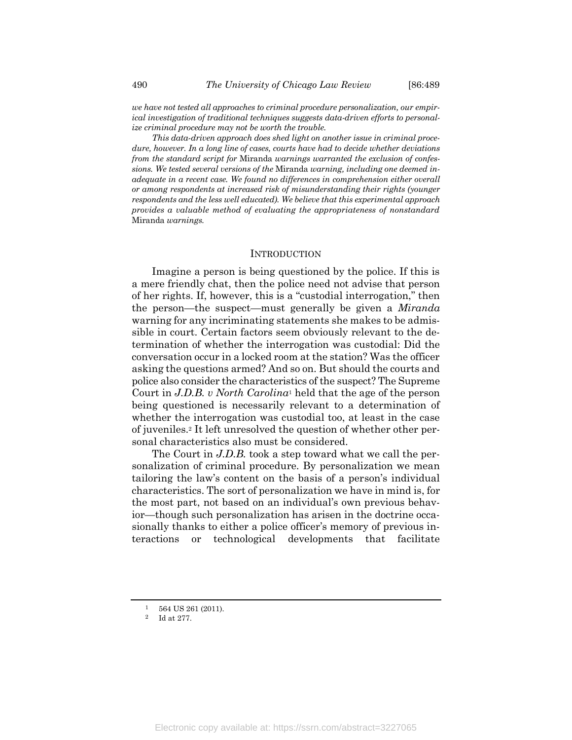*we have not tested all approaches to criminal procedure personalization, our empirical investigation of traditional techniques suggests data-driven efforts to personalize criminal procedure may not be worth the trouble.*

*This data-driven approach does shed light on another issue in criminal procedure, however. In a long line of cases, courts have had to decide whether deviations from the standard script for* Miranda *warnings warranted the exclusion of confessions. We tested several versions of the* Miranda *warning, including one deemed inadequate in a recent case. We found no differences in comprehension either overall or among respondents at increased risk of misunderstanding their rights (younger respondents and the less well educated). We believe that this experimental approach provides a valuable method of evaluating the appropriateness of nonstandard* Miranda *warnings.*

## INTRODUCTION

Imagine a person is being questioned by the police. If this is a mere friendly chat, then the police need not advise that person of her rights. If, however, this is a "custodial interrogation," then the person—the suspect—must generally be given a *Miranda* warning for any incriminating statements she makes to be admissible in court. Certain factors seem obviously relevant to the determination of whether the interrogation was custodial: Did the conversation occur in a locked room at the station? Was the officer asking the questions armed? And so on. But should the courts and police also consider the characteristics of the suspect? The Supreme Court in *J.D.B. v North Carolina*[1] held that the age of the person being questioned is necessarily relevant to a determination of whether the interrogation was custodial too, at least in the case of juveniles.[2] It left unresolved the question of whether other personal characteristics also must be considered.

The Court in *J.D.B.* took a step toward what we call the personalization of criminal procedure. By personalization we mean tailoring the law's content on the basis of a person's individual characteristics. The sort of personalization we have in mind is, for the most part, not based on an individual's own previous behavior—though such personalization has arisen in the doctrine occasionally thanks to either a police officer's memory of previous interactions or technological developments that facilitate

[1] 564 US 261 (2011).

[2] Id at 277.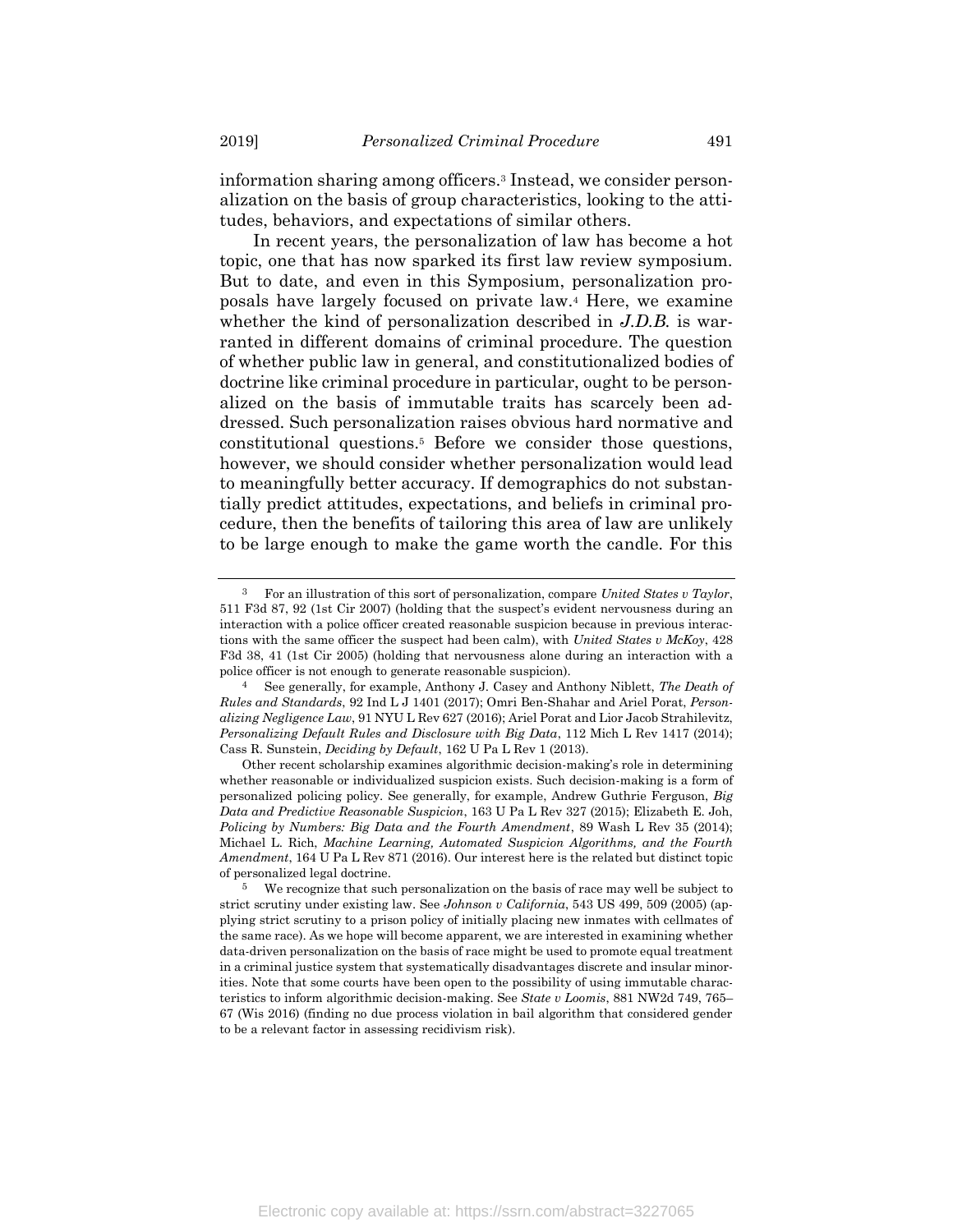information sharing among officers.[3] Instead, we consider personalization on the basis of group characteristics, looking to the attitudes, behaviors, and expectations of similar others.

In recent years, the personalization of law has become a hot topic, one that has now sparked its first law review symposium. But to date, and even in this Symposium, personalization proposals have largely focused on private law.[4] Here, we examine whether the kind of personalization described in *J.D.B.* is warranted in different domains of criminal procedure. The question of whether public law in general, and constitutionalized bodies of doctrine like criminal procedure in particular, ought to be personalized on the basis of immutable traits has scarcely been addressed. Such personalization raises obvious hard normative and constitutional questions.[5] Before we consider those questions, however, we should consider whether personalization would lead to meaningfully better accuracy. If demographics do not substantially predict attitudes, expectations, and beliefs in criminal procedure, then the benefits of tailoring this area of law are unlikely to be large enough to make the game worth the candle. For this

---

[3] For an illustration of this sort of personalization, compare *United States v Taylor*, 511 F3d 87, 92 (1st Cir 2007) (holding that the suspect's evident nervousness during an interaction with a police officer created reasonable suspicion because in previous interactions with the same officer the suspect had been calm), with *United States v McKoy*, 428 F3d 38, 41 (1st Cir 2005) (holding that nervousness alone during an interaction with a police officer is not enough to generate reasonable suspicion).

[4] See generally, for example, Anthony J. Casey and Anthony Niblett, *The Death of Rules and Standards*, 92 Ind L J 1401 (2017); Omri Ben-Shahar and Ariel Porat, *Personalizing Negligence Law*, 91 NYU L Rev 627 (2016); Ariel Porat and Lior Jacob Strahilevitz, *Personalizing Default Rules and Disclosure with Big Data*, 112 Mich L Rev 1417 (2014); Cass R. Sunstein, *Deciding by Default*, 162 U Pa L Rev 1 (2013).

Other recent scholarship examines algorithmic decision-making's role in determining whether reasonable or individualized suspicion exists. Such decision-making is a form of personalized policing policy. See generally, for example, Andrew Guthrie Ferguson, *Big Data and Predictive Reasonable Suspicion*, 163 U Pa L Rev 327 (2015); Elizabeth E. Joh, *Policing by Numbers: Big Data and the Fourth Amendment*, 89 Wash L Rev 35 (2014); Michael L. Rich, *Machine Learning, Automated Suspicion Algorithms, and the Fourth Amendment*, 164 U Pa L Rev 871 (2016). Our interest here is the related but distinct topic of personalized legal doctrine.

[5] We recognize that such personalization on the basis of race may well be subject to strict scrutiny under existing law. See *Johnson v California*, 543 US 499, 509 (2005) (applying strict scrutiny to a prison policy of initially placing new inmates with cellmates of the same race). As we hope will become apparent, we are interested in examining whether data-driven personalization on the basis of race might be used to promote equal treatment in a criminal justice system that systematically disadvantages discrete and insular minorities. Note that some courts have been open to the possibility of using immutable characteristics to inform algorithmic decision-making. See *State v Loomis*, 881 NW2d 749, 765–67 (Wis 2016) (finding no due process violation in bail algorithm that considered gender to be a relevant factor in assessing recidivism risk).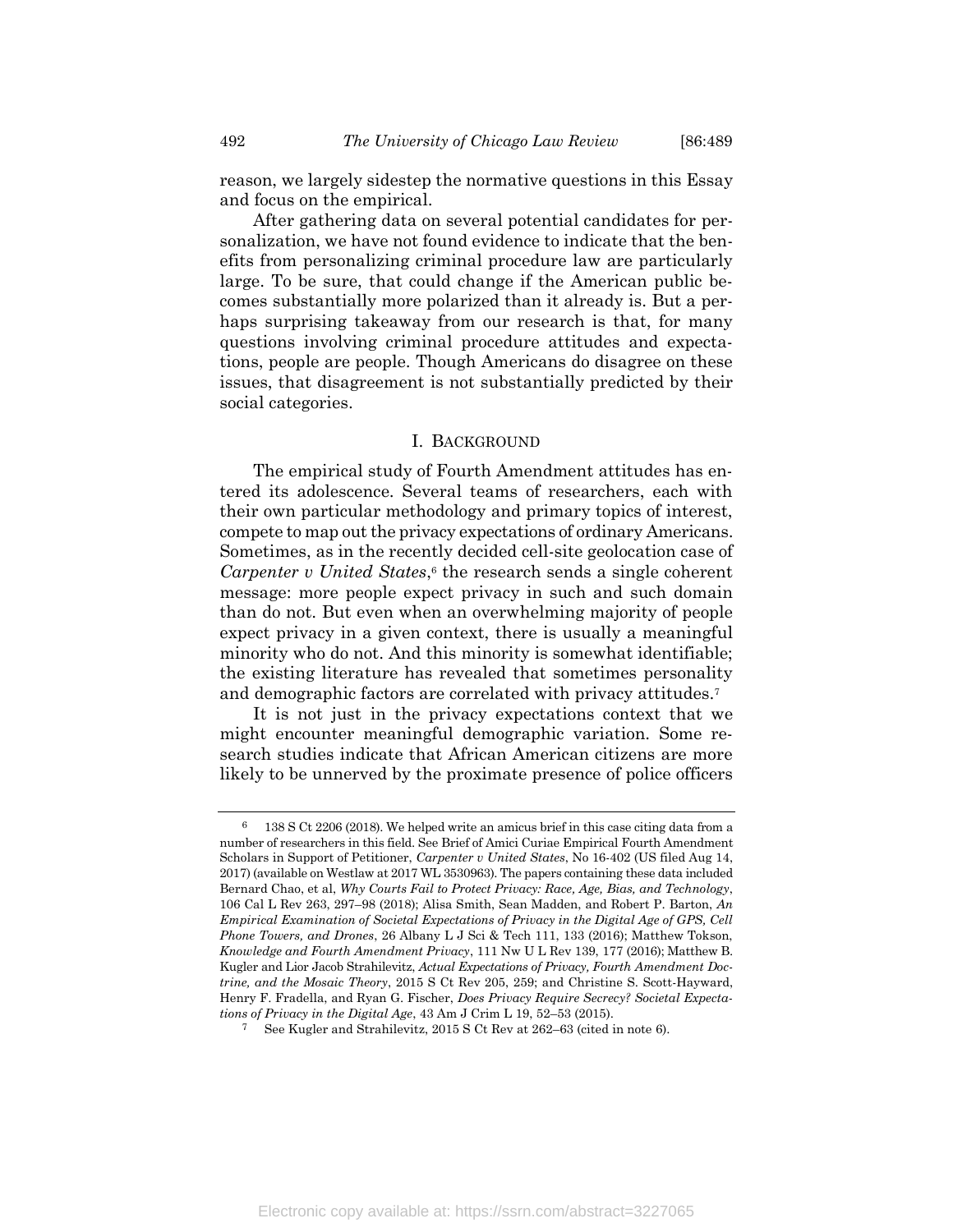reason, we largely sidestep the normative questions in this Essay and focus on the empirical.

After gathering data on several potential candidates for personalization, we have not found evidence to indicate that the benefits from personalizing criminal procedure law are particularly large. To be sure, that could change if the American public becomes substantially more polarized than it already is. But a perhaps surprising takeaway from our research is that, for many questions involving criminal procedure attitudes and expectations, people are people. Though Americans do disagree on these issues, that disagreement is not substantially predicted by their social categories.

## I. Background

The empirical study of Fourth Amendment attitudes has entered its adolescence. Several teams of researchers, each with their own particular methodology and primary topics of interest, compete to map out the privacy expectations of ordinary Americans. Sometimes, as in the recently decided cell-site geolocation case of *Carpenter v United States*,[6] the research sends a single coherent message: more people expect privacy in such and such domain than do not. But even when an overwhelming majority of people expect privacy in a given context, there is usually a meaningful minority who do not. And this minority is somewhat identifiable; the existing literature has revealed that sometimes personality and demographic factors are correlated with privacy attitudes.[7]

It is not just in the privacy expectations context that we might encounter meaningful demographic variation. Some research studies indicate that African American citizens are more likely to be unnerved by the proximate presence of police officers

---

[6] 138 S Ct 2206 (2018). We helped write an amicus brief in this case citing data from a number of researchers in this field. See Brief of Amici Curiae Empirical Fourth Amendment Scholars in Support of Petitioner, *Carpenter v United States*, No 16-402 (US filed Aug 14, 2017) (available on Westlaw at 2017 WL 3530963). The papers containing these data included Bernard Chao, et al, *Why Courts Fail to Protect Privacy: Race, Age, Bias, and Technology*, 106 Cal L Rev 263, 297–98 (2018); Alisa Smith, Sean Madden, and Robert P. Barton, *An Empirical Examination of Societal Expectations of Privacy in the Digital Age of GPS, Cell Phone Towers, and Drones*, 26 Albany L J Sci & Tech 111, 133 (2016); Matthew Tokson, *Knowledge and Fourth Amendment Privacy*, 111 Nw U L Rev 139, 177 (2016); Matthew B. Kugler and Lior Jacob Strahilevitz, *Actual Expectations of Privacy, Fourth Amendment Doctrine, and the Mosaic Theory*, 2015 S Ct Rev 205, 259; and Christine S. Scott-Hayward, Henry F. Fradella, and Ryan G. Fischer, *Does Privacy Require Secrecy? Societal Expectations of Privacy in the Digital Age*, 43 Am J Crim L 19, 52–53 (2015).

[7] See Kugler and Strahilevitz, 2015 S Ct Rev at 262–63 (cited in note 6).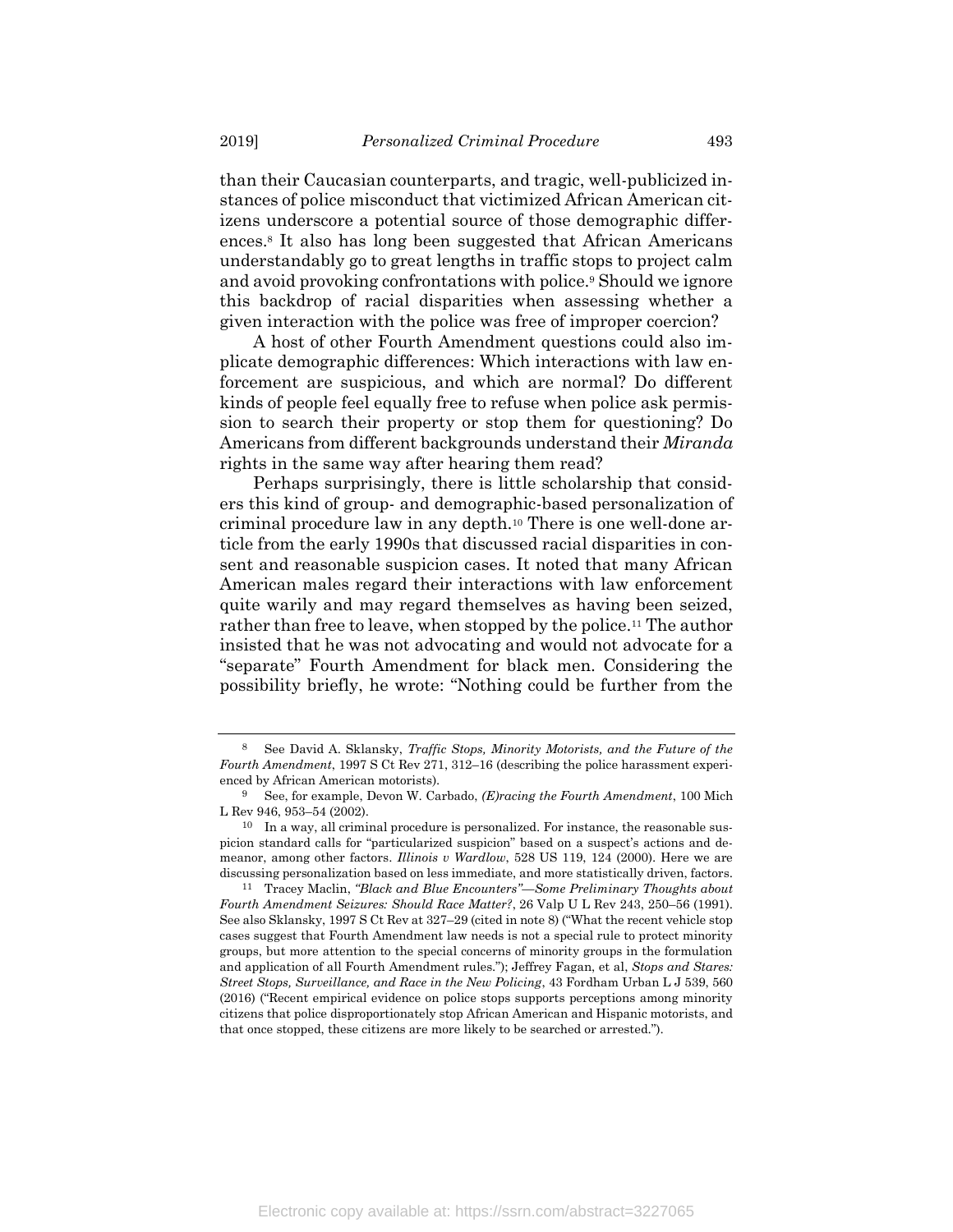than their Caucasian counterparts, and tragic, well-publicized instances of police misconduct that victimized African American citizens underscore a potential source of those demographic differences.[8] It also has long been suggested that African Americans understandably go to great lengths in traffic stops to project calm and avoid provoking confrontations with police.[9] Should we ignore this backdrop of racial disparities when assessing whether a given interaction with the police was free of improper coercion?

A host of other Fourth Amendment questions could also implicate demographic differences: Which interactions with law enforcement are suspicious, and which are normal? Do different kinds of people feel equally free to refuse when police ask permission to search their property or stop them for questioning? Do Americans from different backgrounds understand their *Miranda* rights in the same way after hearing them read?

Perhaps surprisingly, there is little scholarship that considers this kind of group- and demographic-based personalization of criminal procedure law in any depth.[10] There is one well-done article from the early 1990s that discussed racial disparities in consent and reasonable suspicion cases. It noted that many African American males regard their interactions with law enforcement quite warily and may regard themselves as having been seized, rather than free to leave, when stopped by the police.[11] The author insisted that he was not advocating and would not advocate for a "separate" Fourth Amendment for black men. Considering the possibility briefly, he wrote: "Nothing could be further from the

---

[8] See David A. Sklansky, *Traffic Stops, Minority Motorists, and the Future of the Fourth Amendment*, 1997 S Ct Rev 271, 312–16 (describing the police harassment experienced by African American motorists).

[9] See, for example, Devon W. Carbado, *(E)racing the Fourth Amendment*, 100 Mich L Rev 946, 953–54 (2002).

[10] In a way, all criminal procedure is personalized. For instance, the reasonable suspicion standard calls for "particularized suspicion" based on a suspect's actions and demeanor, among other factors. *Illinois v Wardlow*, 528 US 119, 124 (2000). Here we are discussing personalization based on less immediate, and more statistically driven, factors.

[11] Tracey Maclin, *"Black and Blue Encounters"—Some Preliminary Thoughts about Fourth Amendment Seizures: Should Race Matter?*, 26 Valp U L Rev 243, 250–56 (1991). See also Sklansky, 1997 S Ct Rev at 327–29 (cited in note 8) ("What the recent vehicle stop cases suggest that Fourth Amendment law needs is not a special rule to protect minority groups, but more attention to the special concerns of minority groups in the formulation and application of all Fourth Amendment rules."); Jeffrey Fagan, et al, *Stops and Stares: Street Stops, Surveillance, and Race in the New Policing*, 43 Fordham Urban L J 539, 560 (2016) ("Recent empirical evidence on police stops supports perceptions among minority citizens that police disproportionately stop African American and Hispanic motorists, and that once stopped, these citizens are more likely to be searched or arrested.").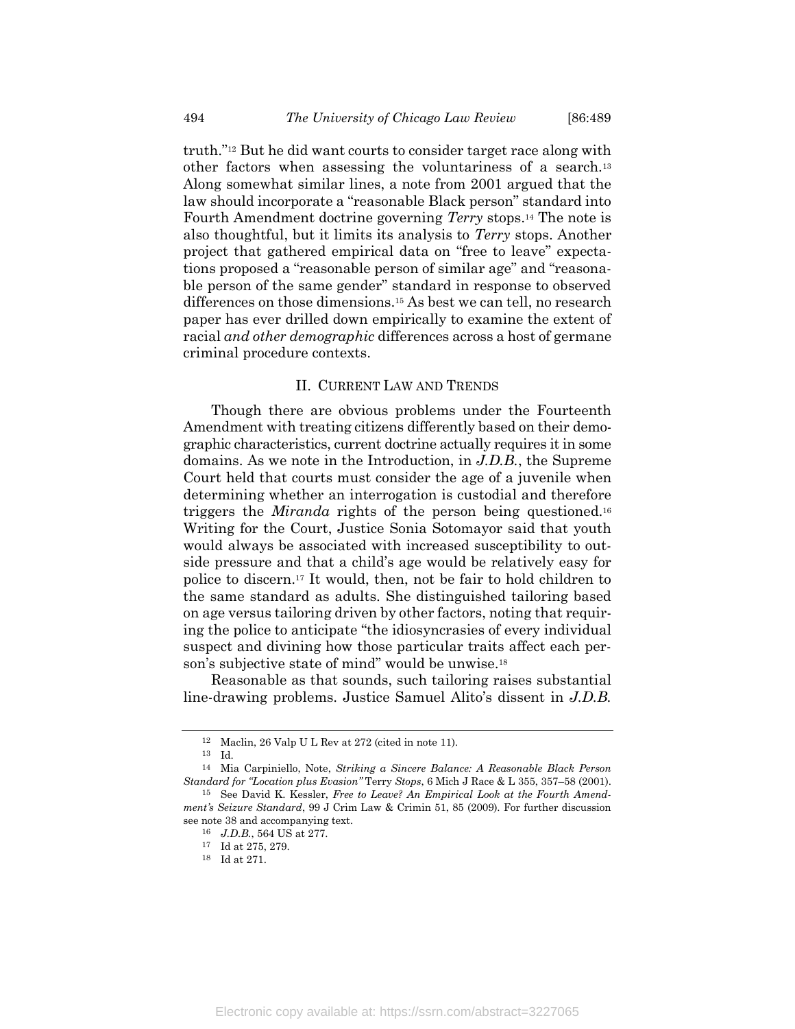truth."[12] But he did want courts to consider target race along with other factors when assessing the voluntariness of a search.[13] Along somewhat similar lines, a note from 2001 argued that the law should incorporate a "reasonable Black person" standard into Fourth Amendment doctrine governing *Terry* stops.[14] The note is also thoughtful, but it limits its analysis to *Terry* stops. Another project that gathered empirical data on "free to leave" expectations proposed a "reasonable person of similar age" and "reasonable person of the same gender" standard in response to observed differences on those dimensions.[15] As best we can tell, no research paper has ever drilled down empirically to examine the extent of racial *and other demographic* differences across a host of germane criminal procedure contexts.

## II. CURRENT LAW AND TRENDS

Though there are obvious problems under the Fourteenth Amendment with treating citizens differently based on their demographic characteristics, current doctrine actually requires it in some domains. As we note in the Introduction, in *J.D.B.*, the Supreme Court held that courts must consider the age of a juvenile when determining whether an interrogation is custodial and therefore triggers the *Miranda* rights of the person being questioned.[16] Writing for the Court, Justice Sonia Sotomayor said that youth would always be associated with increased susceptibility to outside pressure and that a child's age would be relatively easy for police to discern.[17] It would, then, not be fair to hold children to the same standard as adults. She distinguished tailoring based on age versus tailoring driven by other factors, noting that requiring the police to anticipate "the idiosyncrasies of every individual suspect and divining how those particular traits affect each person's subjective state of mind" would be unwise.[18]

Reasonable as that sounds, such tailoring raises substantial line-drawing problems. Justice Samuel Alito's dissent in *J.D.B.*

---

[12] Maclin, 26 Valp U L Rev at 272 (cited in note 11).

[13] Id.

[14] Mia Carpiniello, Note, *Striking a Sincere Balance: A Reasonable Black Person Standard for "Location plus Evasion"* Terry *Stops*, 6 Mich J Race & L 355, 357–58 (2001).

[15] See David K. Kessler, *Free to Leave? An Empirical Look at the Fourth Amendment's Seizure Standard*, 99 J Crim Law & Crimin 51, 85 (2009). For further discussion see note 38 and accompanying text.

[16] *J.D.B.*, 564 US at 277.

[17] Id at 275, 279.

[18] Id at 271.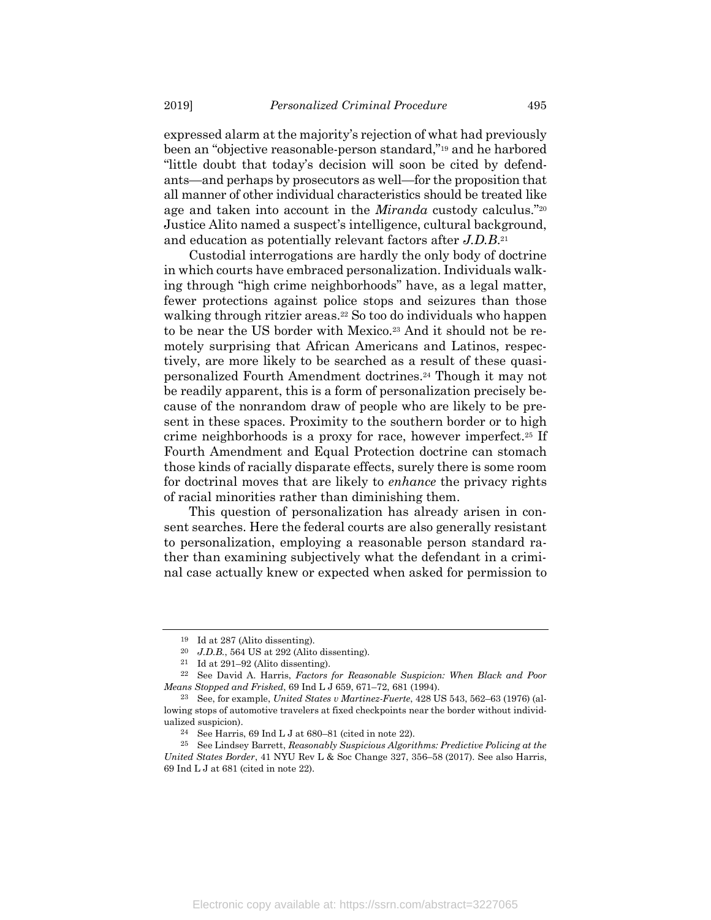expressed alarm at the majority's rejection of what had previously been an "objective reasonable-person standard,"[19] and he harbored "little doubt that today's decision will soon be cited by defendants—and perhaps by prosecutors as well—for the proposition that all manner of other individual characteristics should be treated like age and taken into account in the *Miranda* custody calculus."[20] Justice Alito named a suspect's intelligence, cultural background, and education as potentially relevant factors after *J.D.B.*[21]

Custodial interrogations are hardly the only body of doctrine in which courts have embraced personalization. Individuals walking through "high crime neighborhoods" have, as a legal matter, fewer protections against police stops and seizures than those walking through ritzier areas.[22] So too do individuals who happen to be near the US border with Mexico.[23] And it should not be remotely surprising that African Americans and Latinos, respectively, are more likely to be searched as a result of these quasi-personalized Fourth Amendment doctrines.[24] Though it may not be readily apparent, this is a form of personalization precisely because of the nonrandom draw of people who are likely to be present in these spaces. Proximity to the southern border or to high crime neighborhoods is a proxy for race, however imperfect.[25] If Fourth Amendment and Equal Protection doctrine can stomach those kinds of racially disparate effects, surely there is some room for doctrinal moves that are likely to *enhance* the privacy rights of racial minorities rather than diminishing them.

This question of personalization has already arisen in consent searches. Here the federal courts are also generally resistant to personalization, employing a reasonable person standard rather than examining subjectively what the defendant in a criminal case actually knew or expected when asked for permission to

---

[19] Id at 287 (Alito dissenting).

[20] *J.D.B.*, 564 US at 292 (Alito dissenting).

[21] Id at 291–92 (Alito dissenting).

[22] See David A. Harris, *Factors for Reasonable Suspicion: When Black and Poor Means Stopped and Frisked*, 69 Ind L J 659, 671–72, 681 (1994).

[23] See, for example, *United States v Martinez-Fuerte*, 428 US 543, 562–63 (1976) (allowing stops of automotive travelers at fixed checkpoints near the border without individualized suspicion).

[24] See Harris, 69 Ind L J at 680–81 (cited in note 22).

[25] See Lindsey Barrett, *Reasonably Suspicious Algorithms: Predictive Policing at the United States Border*, 41 NYU Rev L & Soc Change 327, 356–58 (2017). See also Harris, 69 Ind L J at 681 (cited in note 22).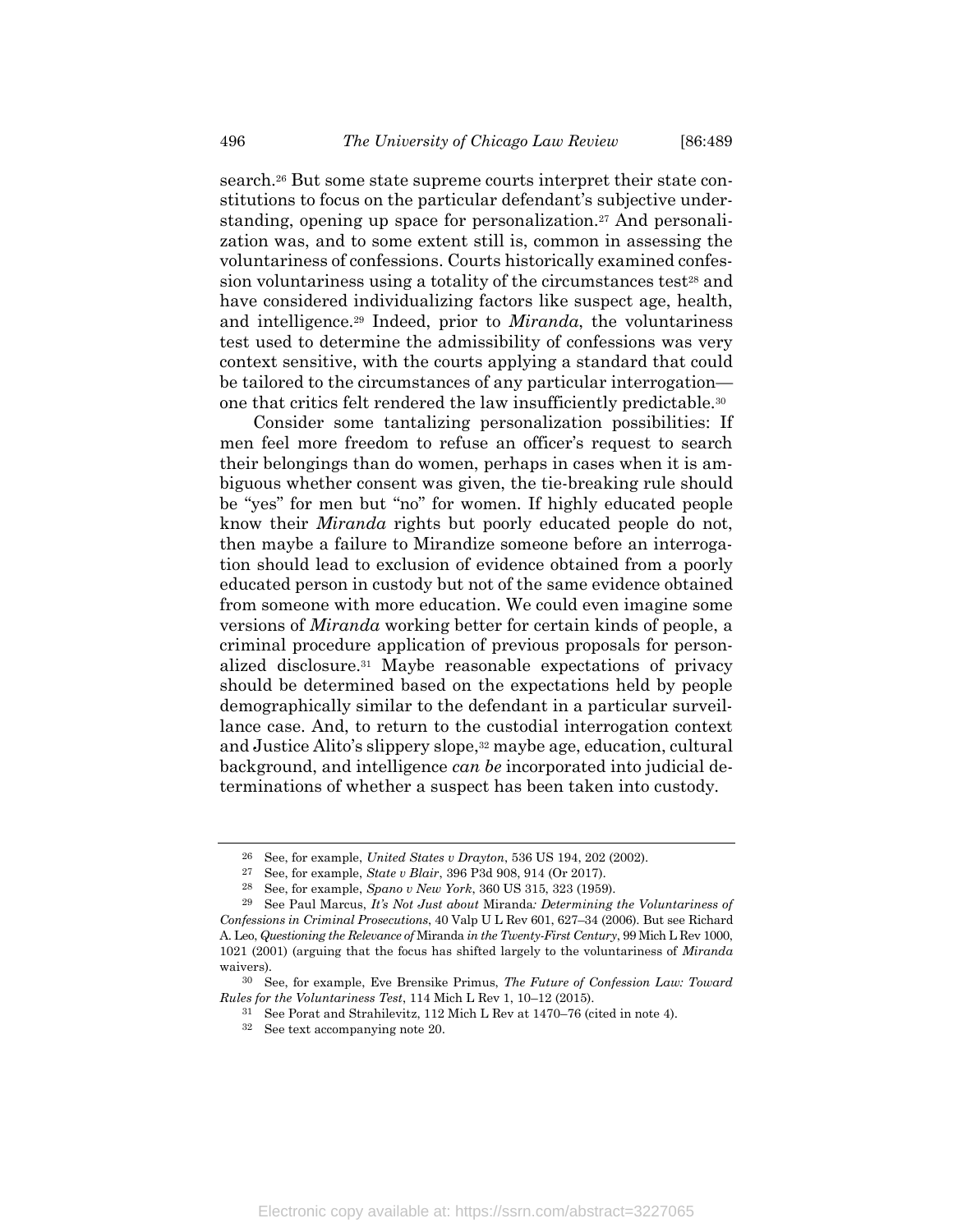search.[26] But some state supreme courts interpret their state constitutions to focus on the particular defendant's subjective understanding, opening up space for personalization.[27] And personalization was, and to some extent still is, common in assessing the voluntariness of confessions. Courts historically examined confession voluntariness using a totality of the circumstances test[28] and have considered individualizing factors like suspect age, health, and intelligence.[29] Indeed, prior to *Miranda*, the voluntariness test used to determine the admissibility of confessions was very context sensitive, with the courts applying a standard that could be tailored to the circumstances of any particular interrogation—one that critics felt rendered the law insufficiently predictable.[30]

Consider some tantalizing personalization possibilities: If men feel more freedom to refuse an officer's request to search their belongings than do women, perhaps in cases when it is ambiguous whether consent was given, the tie-breaking rule should be "yes" for men but "no" for women. If highly educated people know their *Miranda* rights but poorly educated people do not, then maybe a failure to Mirandize someone before an interrogation should lead to exclusion of evidence obtained from a poorly educated person in custody but not of the same evidence obtained from someone with more education. We could even imagine some versions of *Miranda* working better for certain kinds of people, a criminal procedure application of previous proposals for personalized disclosure.[31] Maybe reasonable expectations of privacy should be determined based on the expectations held by people demographically similar to the defendant in a particular surveillance case. And, to return to the custodial interrogation context and Justice Alito's slippery slope,[32] maybe age, education, cultural background, and intelligence *can be* incorporated into judicial determinations of whether a suspect has been taken into custody.

---

[26] See, for example, *United States v Drayton*, 536 US 194, 202 (2002).

[27] See, for example, *State v Blair*, 396 P3d 908, 914 (Or 2017).

[28] See, for example, *Spano v New York*, 360 US 315, 323 (1959).

[29] See Paul Marcus, *It's Not Just about* Miranda*: Determining the Voluntariness of Confessions in Criminal Prosecutions*, 40 Valp U L Rev 601, 627–34 (2006). But see Richard A. Leo, *Questioning the Relevance of* Miranda *in the Twenty-First Century*, 99 Mich L Rev 1000, 1021 (2001) (arguing that the focus has shifted largely to the voluntariness of *Miranda* waivers).

[30] See, for example, Eve Brensike Primus, *The Future of Confession Law: Toward Rules for the Voluntariness Test*, 114 Mich L Rev 1, 10–12 (2015).

[31] See Porat and Strahilevitz, 112 Mich L Rev at 1470–76 (cited in note 4).

[32] See text accompanying note 20.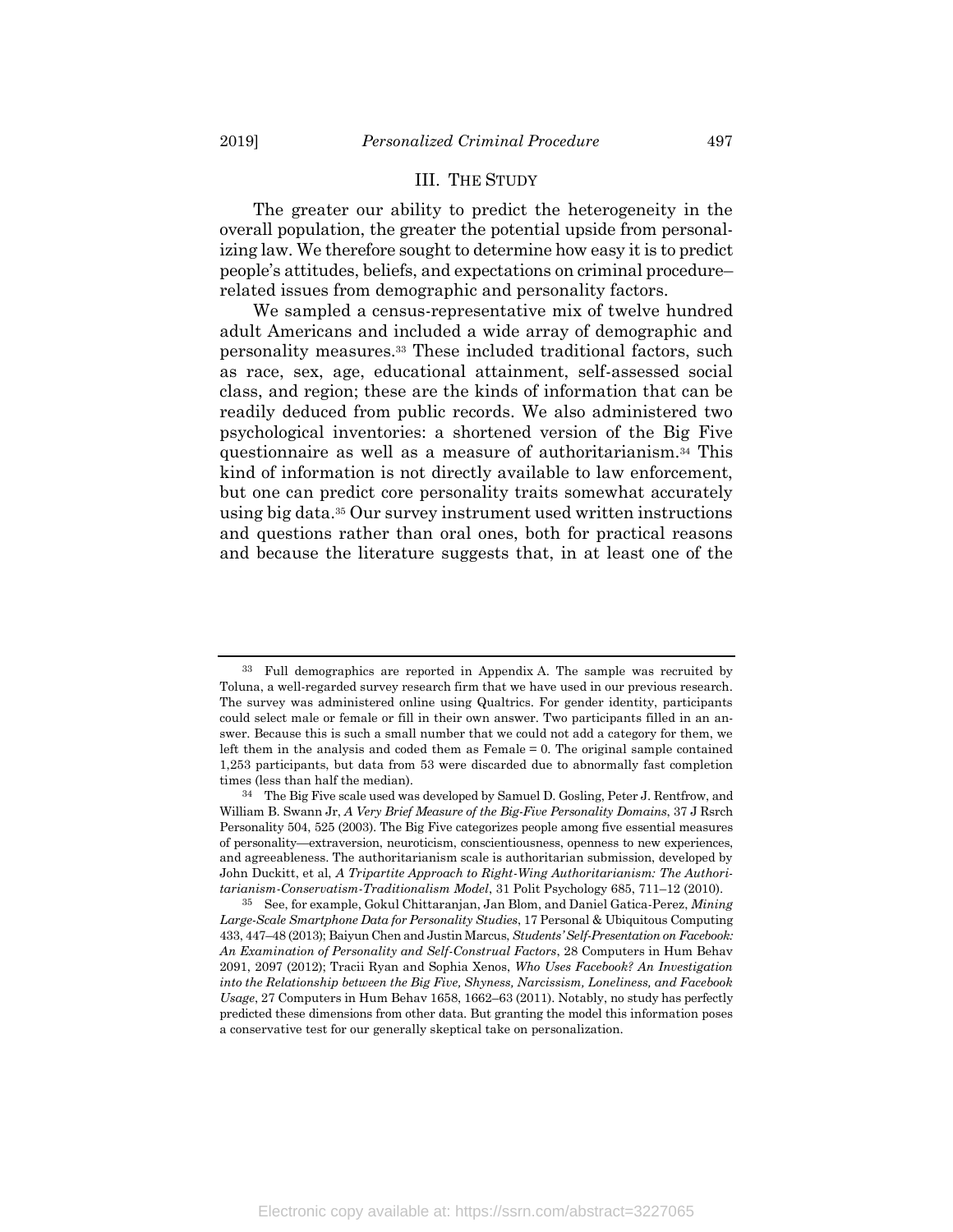## III. THE STUDY

The greater our ability to predict the heterogeneity in the overall population, the greater the potential upside from personalizing law. We therefore sought to determine how easy it is to predict people's attitudes, beliefs, and expectations on criminal procedure–related issues from demographic and personality factors.

We sampled a census-representative mix of twelve hundred adult Americans and included a wide array of demographic and personality measures.[33] These included traditional factors, such as race, sex, age, educational attainment, self-assessed social class, and region; these are the kinds of information that can be readily deduced from public records. We also administered two psychological inventories: a shortened version of the Big Five questionnaire as well as a measure of authoritarianism.[34] This kind of information is not directly available to law enforcement, but one can predict core personality traits somewhat accurately using big data.[35] Our survey instrument used written instructions and questions rather than oral ones, both for practical reasons and because the literature suggests that, in at least one of the

---

[33] Full demographics are reported in Appendix A. The sample was recruited by Toluna, a well-regarded survey research firm that we have used in our previous research. The survey was administered online using Qualtrics. For gender identity, participants could select male or female or fill in their own answer. Two participants filled in an answer. Because this is such a small number that we could not add a category for them, we left them in the analysis and coded them as Female = 0. The original sample contained 1,253 participants, but data from 53 were discarded due to abnormally fast completion times (less than half the median).

[34] The Big Five scale used was developed by Samuel D. Gosling, Peter J. Rentfrow, and William B. Swann Jr, *A Very Brief Measure of the Big-Five Personality Domains*, 37 J Rsrch Personality 504, 525 (2003). The Big Five categorizes people among five essential measures of personality—extraversion, neuroticism, conscientiousness, openness to new experiences, and agreeableness. The authoritarianism scale is authoritarian submission, developed by John Duckitt, et al, *A Tripartite Approach to Right-Wing Authoritarianism: The Authoritarianism-Conservatism-Traditionalism Model*, 31 Polit Psychology 685, 711–12 (2010).

[35] See, for example, Gokul Chittaranjan, Jan Blom, and Daniel Gatica-Perez, *Mining Large-Scale Smartphone Data for Personality Studies*, 17 Personal & Ubiquitous Computing 433, 447–48 (2013); Baiyun Chen and Justin Marcus, *Students' Self-Presentation on Facebook: An Examination of Personality and Self-Construal Factors*, 28 Computers in Hum Behav 2091, 2097 (2012); Tracii Ryan and Sophia Xenos, *Who Uses Facebook? An Investigation into the Relationship between the Big Five, Shyness, Narcissism, Loneliness, and Facebook Usage*, 27 Computers in Hum Behav 1658, 1662–63 (2011). Notably, no study has perfectly predicted these dimensions from other data. But granting the model this information poses a conservative test for our generally skeptical take on personalization.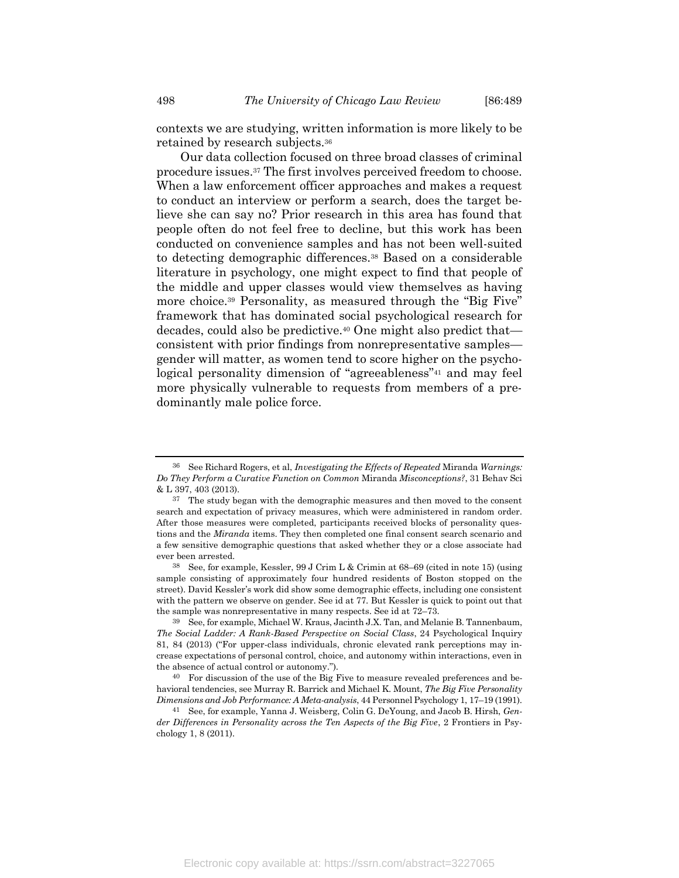contexts we are studying, written information is more likely to be retained by research subjects.[36]

Our data collection focused on three broad classes of criminal procedure issues.[37] The first involves perceived freedom to choose. When a law enforcement officer approaches and makes a request to conduct an interview or perform a search, does the target believe she can say no? Prior research in this area has found that people often do not feel free to decline, but this work has been conducted on convenience samples and has not been well-suited to detecting demographic differences.[38] Based on a considerable literature in psychology, one might expect to find that people of the middle and upper classes would view themselves as having more choice.[39] Personality, as measured through the "Big Five" framework that has dominated social psychological research for decades, could also be predictive.[40] One might also predict that—consistent with prior findings from nonrepresentative samples—gender will matter, as women tend to score higher on the psychological personality dimension of "agreeableness"[41] and may feel more physically vulnerable to requests from members of a predominantly male police force.

---

[36] See Richard Rogers, et al, *Investigating the Effects of Repeated* Miranda *Warnings: Do They Perform a Curative Function on Common* Miranda *Misconceptions?*, 31 Behav Sci & L 397, 403 (2013).

[37] The study began with the demographic measures and then moved to the consent search and expectation of privacy measures, which were administered in random order. After those measures were completed, participants received blocks of personality questions and the *Miranda* items. They then completed one final consent search scenario and a few sensitive demographic questions that asked whether they or a close associate had ever been arrested.

[38] See, for example, Kessler, 99 J Crim L & Crimin at 68–69 (cited in note 15) (using sample consisting of approximately four hundred residents of Boston stopped on the street). David Kessler's work did show some demographic effects, including one consistent with the pattern we observe on gender. See id at 77. But Kessler is quick to point out that the sample was nonrepresentative in many respects. See id at 72–73.

[39] See, for example, Michael W. Kraus, Jacinth J.X. Tan, and Melanie B. Tannenbaum, *The Social Ladder: A Rank-Based Perspective on Social Class*, 24 Psychological Inquiry 81, 84 (2013) ("For upper-class individuals, chronic elevated rank perceptions may increase expectations of personal control, choice, and autonomy within interactions, even in the absence of actual control or autonomy.").

[40] For discussion of the use of the Big Five to measure revealed preferences and behavioral tendencies, see Murray R. Barrick and Michael K. Mount, *The Big Five Personality Dimensions and Job Performance: A Meta-analysis*, 44 Personnel Psychology 1, 17–19 (1991).

[41] See, for example, Yanna J. Weisberg, Colin G. DeYoung, and Jacob B. Hirsh, *Gender Differences in Personality across the Ten Aspects of the Big Five*, 2 Frontiers in Psychology 1, 8 (2011).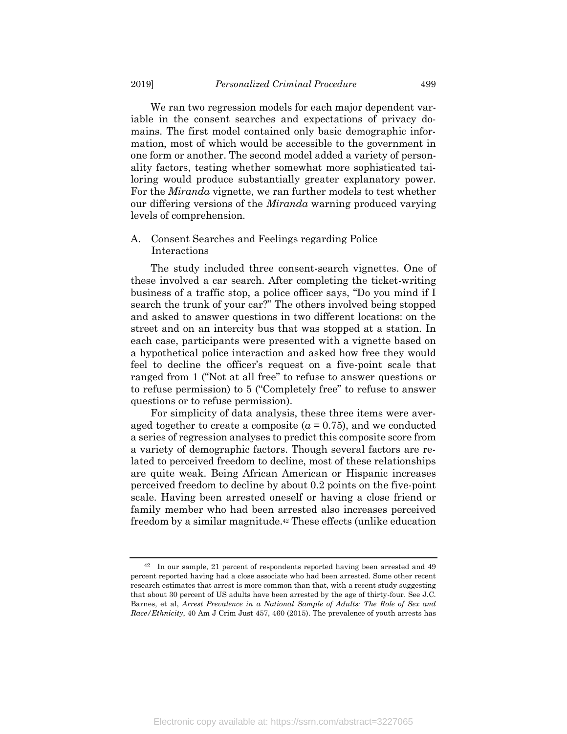We ran two regression models for each major dependent variable in the consent searches and expectations of privacy domains. The first model contained only basic demographic information, most of which would be accessible to the government in one form or another. The second model added a variety of personality factors, testing whether somewhat more sophisticated tailoring would produce substantially greater explanatory power. For the *Miranda* vignette, we ran further models to test whether our differing versions of the *Miranda* warning produced varying levels of comprehension.

## A. Consent Searches and Feelings regarding Police Interactions

The study included three consent-search vignettes. One of these involved a car search. After completing the ticket-writing business of a traffic stop, a police officer says, "Do you mind if I search the trunk of your car?" The others involved being stopped and asked to answer questions in two different locations: on the street and on an intercity bus that was stopped at a station. In each case, participants were presented with a vignette based on a hypothetical police interaction and asked how free they would feel to decline the officer's request on a five-point scale that ranged from 1 ("Not at all free" to refuse to answer questions or to refuse permission) to 5 ("Completely free" to refuse to answer questions or to refuse permission).

For simplicity of data analysis, these three items were averaged together to create a composite ($\alpha = 0.75$), and we conducted a series of regression analyses to predict this composite score from a variety of demographic factors. Though several factors are related to perceived freedom to decline, most of these relationships are quite weak. Being African American or Hispanic increases perceived freedom to decline by about 0.2 points on the five-point scale. Having been arrested oneself or having a close friend or family member who had been arrested also increases perceived freedom by a similar magnitude.[42] These effects (unlike education

---

[42] In our sample, 21 percent of respondents reported having been arrested and 49 percent reported having had a close associate who had been arrested. Some other recent research estimates that arrest is more common than that, with a recent study suggesting that about 30 percent of US adults have been arrested by the age of thirty-four. See J.C. Barnes, et al, *Arrest Prevalence in a National Sample of Adults: The Role of Sex and Race/Ethnicity*, 40 Am J Crim Just 457, 460 (2015). The prevalence of youth arrests has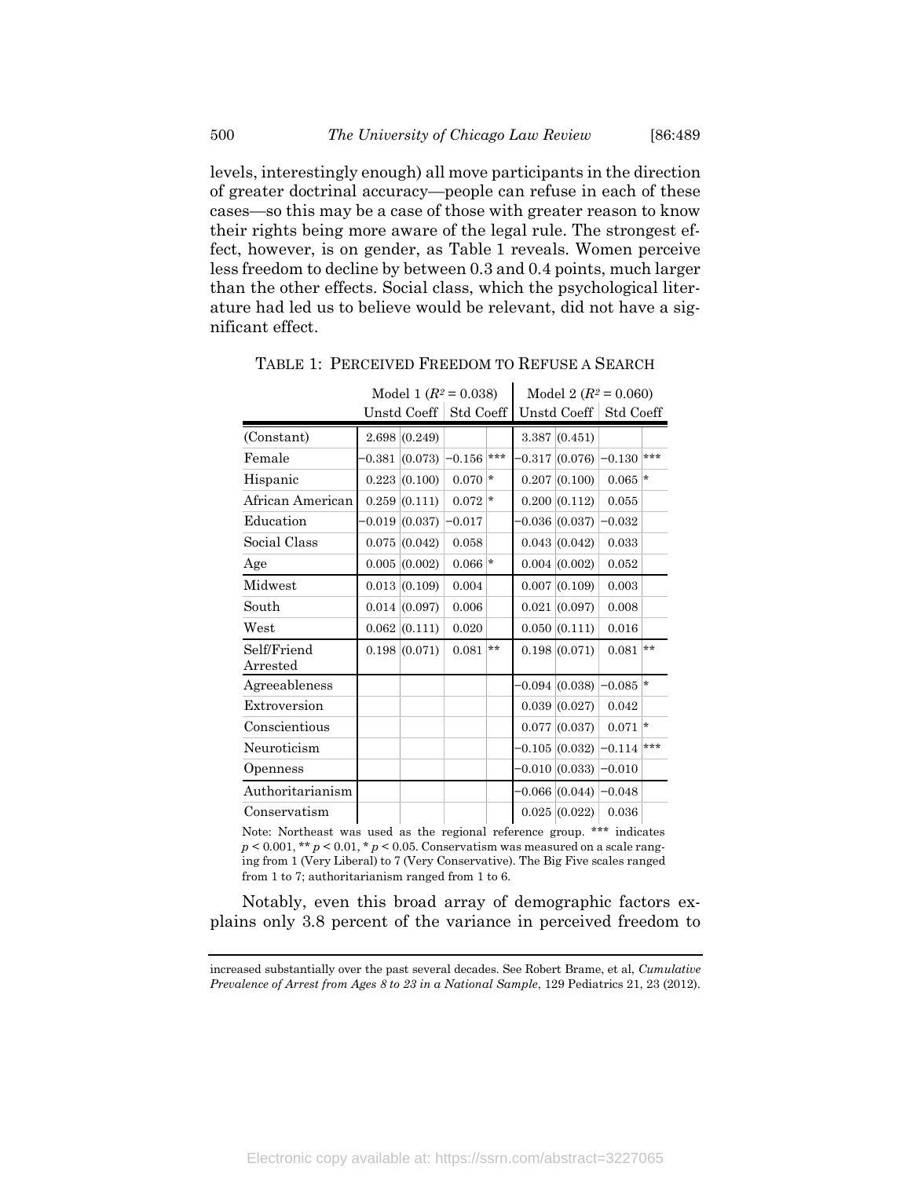levels, interestingly enough) all move participants in the direction of greater doctrinal accuracy—people can refuse in each of these cases—so this may be a case of those with greater reason to know their rights being more aware of the legal rule. The strongest effect, however, is on gender, as Table 1 reveals. Women perceive less freedom to decline by between 0.3 and 0.4 points, much larger than the other effects. Social class, which the psychological literature had led us to believe would be relevant, did not have a significant effect.

TABLE 1: PERCEIVED FREEDOM TO REFUSE A SEARCH

| | Model 1 ($R^2 = 0.038$) | | | | Model 2 ($R^2 = 0.060$) | | | |
|---|---|---|---|---|---|---|---|---|
| | Unstd Coeff | | Std Coeff | | Unstd Coeff | | Std Coeff | |
| (Constant) | 2.698 | (0.249) | | | 3.387 | (0.451) | | |
| Female | −0.381 | (0.073) | −0.156 | *** | −0.317 | (0.076) | −0.130 | *** |
| Hispanic | 0.223 | (0.100) | 0.070 | * | 0.207 | (0.100) | 0.065 | * |
| African American | 0.259 | (0.111) | 0.072 | * | 0.200 | (0.112) | 0.055 | |
| Education | −0.019 | (0.037) | −0.017 | | −0.036 | (0.037) | −0.032 | |
| Social Class | 0.075 | (0.042) | 0.058 | | 0.043 | (0.042) | 0.033 | |
| Age | 0.005 | (0.002) | 0.066 | * | 0.004 | (0.002) | 0.052 | |
| Midwest | 0.013 | (0.109) | 0.004 | | 0.007 | (0.109) | 0.003 | |
| South | 0.014 | (0.097) | 0.006 | | 0.021 | (0.097) | 0.008 | |
| West | 0.062 | (0.111) | 0.020 | | 0.050 | (0.111) | 0.016 | |
| Self/Friend Arrested | 0.198 | (0.071) | 0.081 | ** | 0.198 | (0.071) | 0.081 | ** |
| Agreeableness | | | | | −0.094 | (0.038) | −0.085 | * |
| Extroversion | | | | | 0.039 | (0.027) | 0.042 | |
| Conscientious | | | | | 0.077 | (0.037) | 0.071 | * |
| Neuroticism | | | | | −0.105 | (0.032) | −0.114 | *** |
| Openness | | | | | −0.010 | (0.033) | −0.010 | |
| Authoritarianism | | | | | −0.066 | (0.044) | −0.048 | |
| Conservatism | | | | | 0.025 | (0.022) | 0.036 | |

Note: Northeast was used as the regional reference group. *** indicates $p < 0.001$, ** $p < 0.01$, * $p < 0.05$. Conservatism was measured on a scale ranging from 1 (Very Liberal) to 7 (Very Conservative). The Big Five scales ranged from 1 to 7; authoritarianism ranged from 1 to 6.

Notably, even this broad array of demographic factors explains only 3.8 percent of the variance in perceived freedom to

increased substantially over the past several decades. See Robert Brame, et al, *Cumulative Prevalence of Arrest from Ages 8 to 23 in a National Sample*, 129 Pediatrics 21, 23 (2012).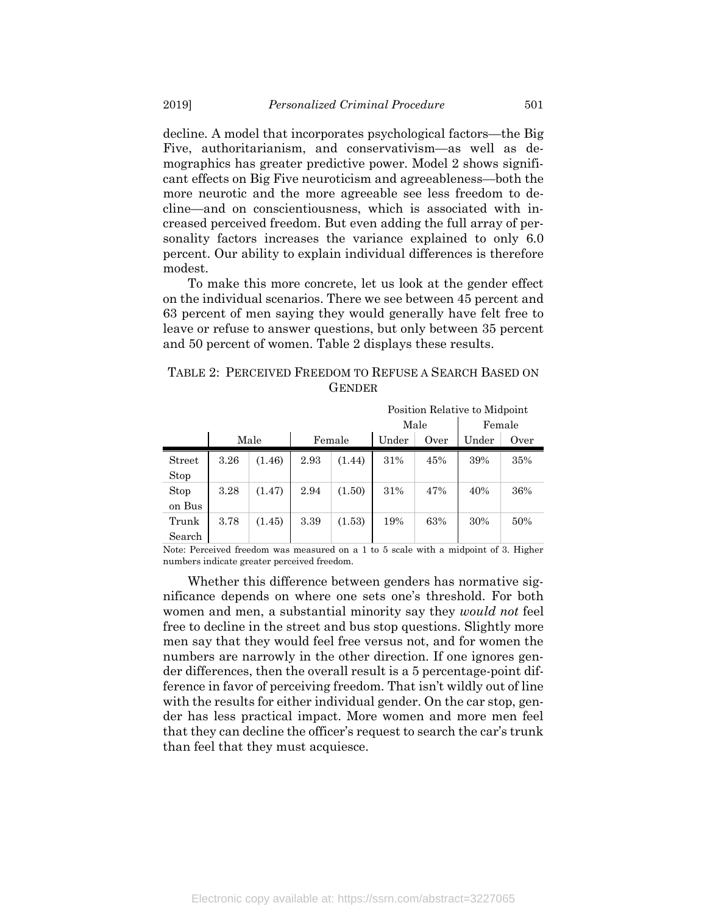decline. A model that incorporates psychological factors—the Big Five, authoritarianism, and conservativism—as well as demographics has greater predictive power. Model 2 shows significant effects on Big Five neuroticism and agreeableness—both the more neurotic and the more agreeable see less freedom to decline—and on conscientiousness, which is associated with increased perceived freedom. But even adding the full array of personality factors increases the variance explained to only 6.0 percent. Our ability to explain individual differences is therefore modest.

To make this more concrete, let us look at the gender effect on the individual scenarios. There we see between 45 percent and 63 percent of men saying they would generally have felt free to leave or refuse to answer questions, but only between 35 percent and 50 percent of women. Table 2 displays these results.

TABLE 2: PERCEIVED FREEDOM TO REFUSE A SEARCH BASED ON GENDER

| | | | | | Position Relative to Midpoint | | | |
|---|---|---|---|---|---|---|---|---|
| | | | | | Male | | Female | |
| | Male | | Female | | Under | Over | Under | Over |
| Street Stop | 3.26 | (1.46) | 2.93 | (1.44) | 31% | 45% | 39% | 35% |
| Stop on Bus | 3.28 | (1.47) | 2.94 | (1.50) | 31% | 47% | 40% | 36% |
| Trunk Search | 3.78 | (1.45) | 3.39 | (1.53) | 19% | 63% | 30% | 50% |

Note: Perceived freedom was measured on a 1 to 5 scale with a midpoint of 3. Higher numbers indicate greater perceived freedom.

Whether this difference between genders has normative significance depends on where one sets one's threshold. For both women and men, a substantial minority say they *would not* feel free to decline in the street and bus stop questions. Slightly more men say that they would feel free versus not, and for women the numbers are narrowly in the other direction. If one ignores gender differences, then the overall result is a 5 percentage-point difference in favor of perceiving freedom. That isn't wildly out of line with the results for either individual gender. On the car stop, gender has less practical impact. More women and more men feel that they can decline the officer's request to search the car's trunk than feel that they must acquiesce.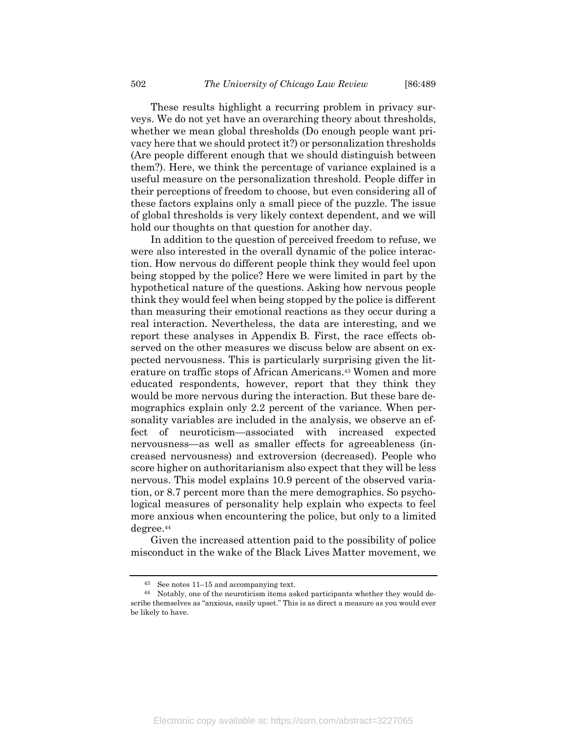These results highlight a recurring problem in privacy surveys. We do not yet have an overarching theory about thresholds, whether we mean global thresholds (Do enough people want privacy here that we should protect it?) or personalization thresholds (Are people different enough that we should distinguish between them?). Here, we think the percentage of variance explained is a useful measure on the personalization threshold. People differ in their perceptions of freedom to choose, but even considering all of these factors explains only a small piece of the puzzle. The issue of global thresholds is very likely context dependent, and we will hold our thoughts on that question for another day.

In addition to the question of perceived freedom to refuse, we were also interested in the overall dynamic of the police interaction. How nervous do different people think they would feel upon being stopped by the police? Here we were limited in part by the hypothetical nature of the questions. Asking how nervous people think they would feel when being stopped by the police is different than measuring their emotional reactions as they occur during a real interaction. Nevertheless, the data are interesting, and we report these analyses in Appendix B. First, the race effects observed on the other measures we discuss below are absent on expected nervousness. This is particularly surprising given the literature on traffic stops of African Americans.[43] Women and more educated respondents, however, report that they think they would be more nervous during the interaction. But these bare demographics explain only 2.2 percent of the variance. When personality variables are included in the analysis, we observe an effect of neuroticism—associated with increased expected nervousness—as well as smaller effects for agreeableness (increased nervousness) and extroversion (decreased). People who score higher on authoritarianism also expect that they will be less nervous. This model explains 10.9 percent of the observed variation, or 8.7 percent more than the mere demographics. So psychological measures of personality help explain who expects to feel more anxious when encountering the police, but only to a limited degree.[44]

Given the increased attention paid to the possibility of police misconduct in the wake of the Black Lives Matter movement, we

---

[43] See notes 11–15 and accompanying text.

[44] Notably, one of the neuroticism items asked participants whether they would describe themselves as "anxious, easily upset." This is as direct a measure as you would ever be likely to have.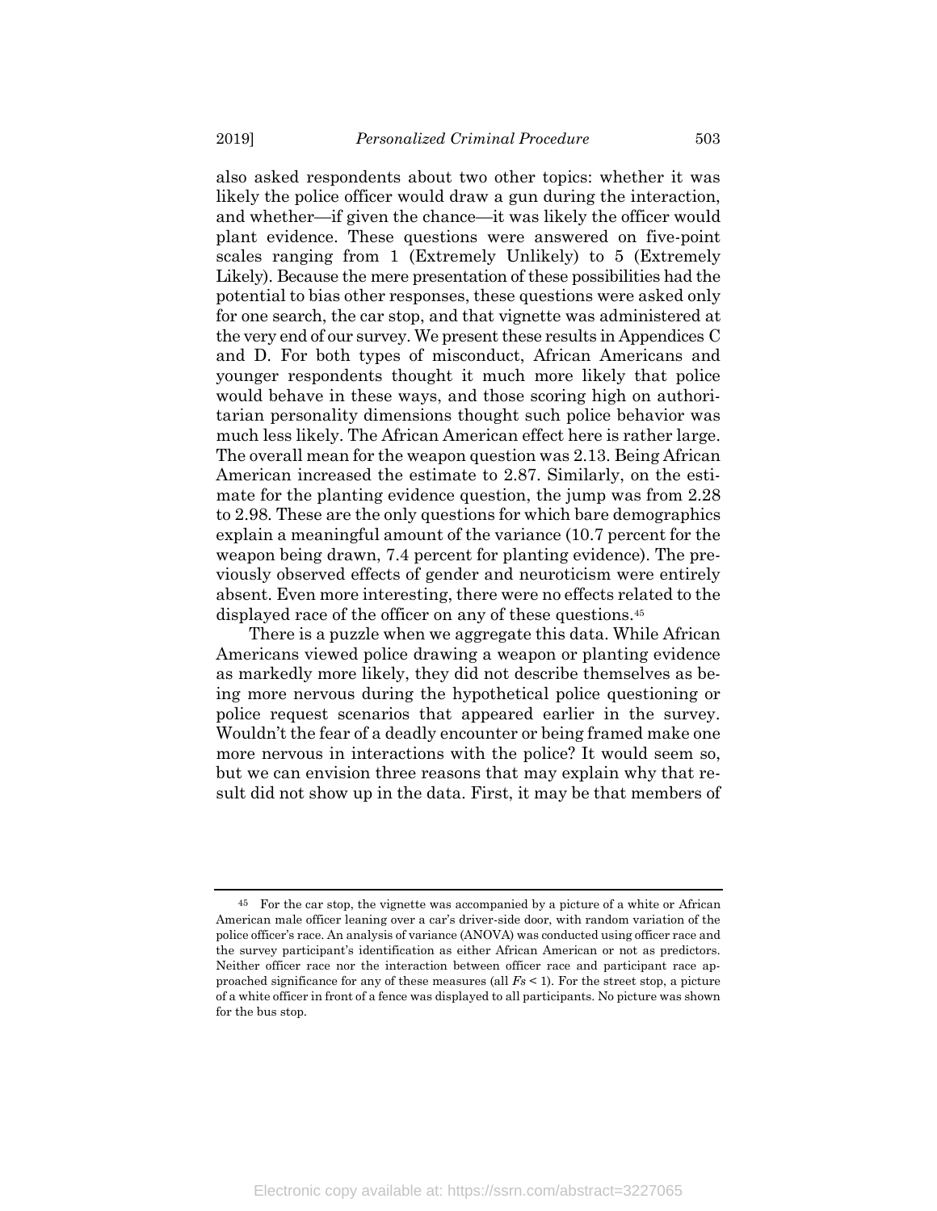also asked respondents about two other topics: whether it was likely the police officer would draw a gun during the interaction, and whether—if given the chance—it was likely the officer would plant evidence. These questions were answered on five-point scales ranging from 1 (Extremely Unlikely) to 5 (Extremely Likely). Because the mere presentation of these possibilities had the potential to bias other responses, these questions were asked only for one search, the car stop, and that vignette was administered at the very end of our survey. We present these results in Appendices C and D. For both types of misconduct, African Americans and younger respondents thought it much more likely that police would behave in these ways, and those scoring high on authoritarian personality dimensions thought such police behavior was much less likely. The African American effect here is rather large. The overall mean for the weapon question was 2.13. Being African American increased the estimate to 2.87. Similarly, on the estimate for the planting evidence question, the jump was from 2.28 to 2.98. These are the only questions for which bare demographics explain a meaningful amount of the variance (10.7 percent for the weapon being drawn, 7.4 percent for planting evidence). The previously observed effects of gender and neuroticism were entirely absent. Even more interesting, there were no effects related to the displayed race of the officer on any of these questions.[45]

There is a puzzle when we aggregate this data. While African Americans viewed police drawing a weapon or planting evidence as markedly more likely, they did not describe themselves as being more nervous during the hypothetical police questioning or police request scenarios that appeared earlier in the survey. Wouldn't the fear of a deadly encounter or being framed make one more nervous in interactions with the police? It would seem so, but we can envision three reasons that may explain why that result did not show up in the data. First, it may be that members of

---

[45] For the car stop, the vignette was accompanied by a picture of a white or African American male officer leaning over a car's driver-side door, with random variation of the police officer's race. An analysis of variance (ANOVA) was conducted using officer race and the survey participant's identification as either African American or not as predictors. Neither officer race nor the interaction between officer race and participant race approached significance for any of these measures (all $Fs < 1$). For the street stop, a picture of a white officer in front of a fence was displayed to all participants. No picture was shown for the bus stop.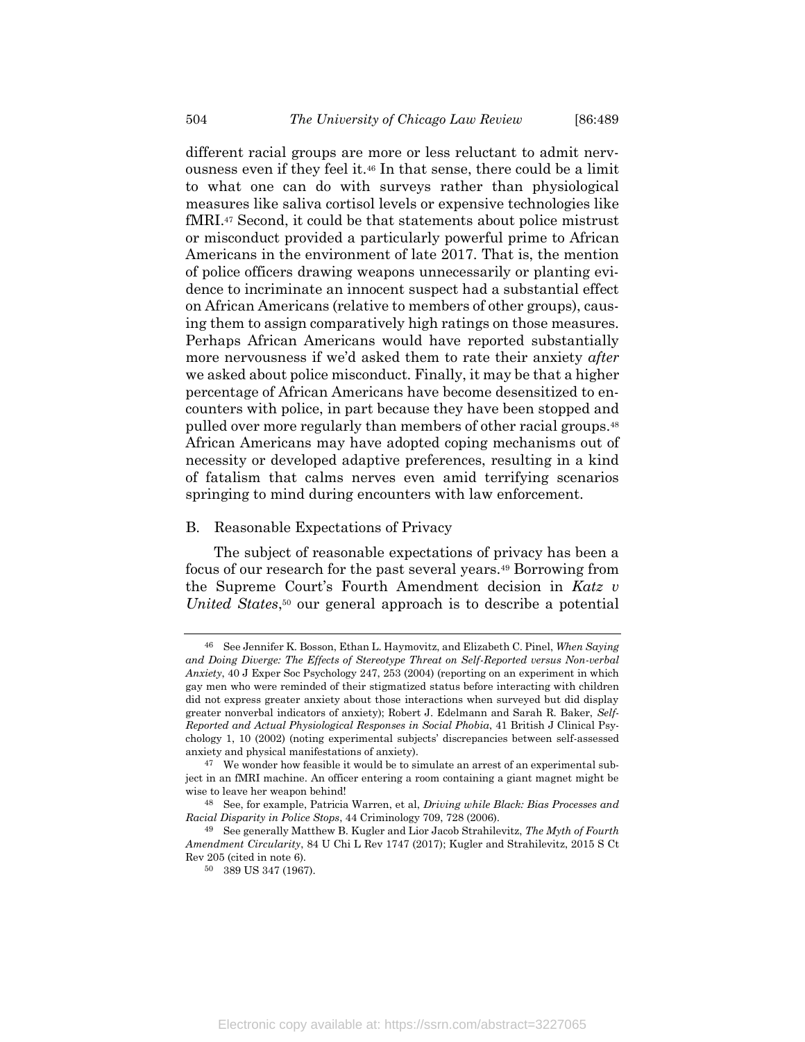different racial groups are more or less reluctant to admit nervousness even if they feel it.[46] In that sense, there could be a limit to what one can do with surveys rather than physiological measures like saliva cortisol levels or expensive technologies like fMRI.[47] Second, it could be that statements about police mistrust or misconduct provided a particularly powerful prime to African Americans in the environment of late 2017. That is, the mention of police officers drawing weapons unnecessarily or planting evidence to incriminate an innocent suspect had a substantial effect on African Americans (relative to members of other groups), causing them to assign comparatively high ratings on those measures. Perhaps African Americans would have reported substantially more nervousness if we'd asked them to rate their anxiety *after* we asked about police misconduct. Finally, it may be that a higher percentage of African Americans have become desensitized to encounters with police, in part because they have been stopped and pulled over more regularly than members of other racial groups.[48] African Americans may have adopted coping mechanisms out of necessity or developed adaptive preferences, resulting in a kind of fatalism that calms nerves even amid terrifying scenarios springing to mind during encounters with law enforcement.

## B. Reasonable Expectations of Privacy

The subject of reasonable expectations of privacy has been a focus of our research for the past several years.[49] Borrowing from the Supreme Court's Fourth Amendment decision in *Katz v United States*,[50] our general approach is to describe a potential

---

[46] See Jennifer K. Bosson, Ethan L. Haymovitz, and Elizabeth C. Pinel, *When Saying and Doing Diverge: The Effects of Stereotype Threat on Self-Reported versus Non-verbal Anxiety*, 40 J Exper Soc Psychology 247, 253 (2004) (reporting on an experiment in which gay men who were reminded of their stigmatized status before interacting with children did not express greater anxiety about those interactions when surveyed but did display greater nonverbal indicators of anxiety); Robert J. Edelmann and Sarah R. Baker, *Self-Reported and Actual Physiological Responses in Social Phobia*, 41 British J Clinical Psychology 1, 10 (2002) (noting experimental subjects' discrepancies between self-assessed anxiety and physical manifestations of anxiety).

[47] We wonder how feasible it would be to simulate an arrest of an experimental subject in an fMRI machine. An officer entering a room containing a giant magnet might be wise to leave her weapon behind!

[48] See, for example, Patricia Warren, et al, *Driving while Black: Bias Processes and Racial Disparity in Police Stops*, 44 Criminology 709, 728 (2006).

[49] See generally Matthew B. Kugler and Lior Jacob Strahilevitz, *The Myth of Fourth Amendment Circularity*, 84 U Chi L Rev 1747 (2017); Kugler and Strahilevitz, 2015 S Ct Rev 205 (cited in note 6).

[50] 389 US 347 (1967).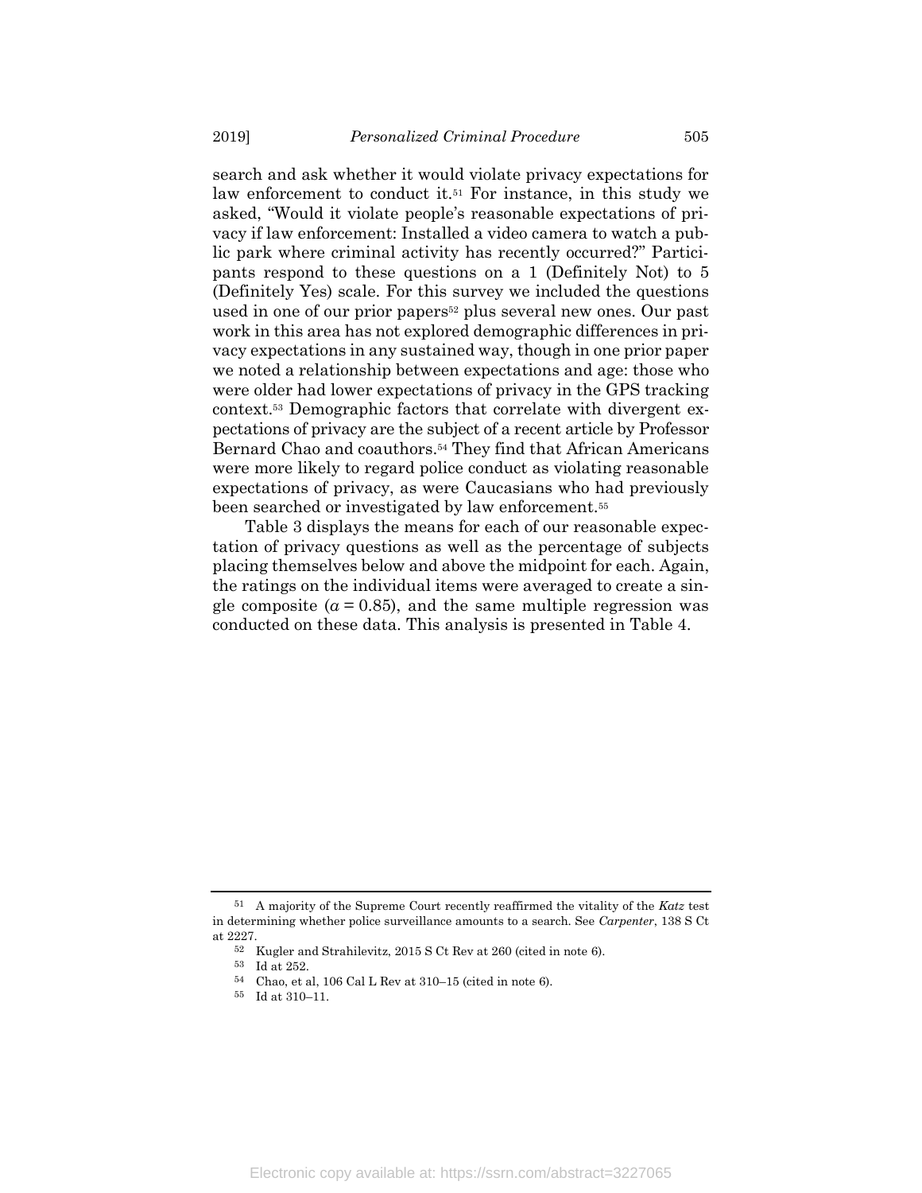search and ask whether it would violate privacy expectations for law enforcement to conduct it.[51] For instance, in this study we asked, "Would it violate people's reasonable expectations of privacy if law enforcement: Installed a video camera to watch a public park where criminal activity has recently occurred?" Participants respond to these questions on a 1 (Definitely Not) to 5 (Definitely Yes) scale. For this survey we included the questions used in one of our prior papers[52] plus several new ones. Our past work in this area has not explored demographic differences in privacy expectations in any sustained way, though in one prior paper we noted a relationship between expectations and age: those who were older had lower expectations of privacy in the GPS tracking context.[53] Demographic factors that correlate with divergent expectations of privacy are the subject of a recent article by Professor Bernard Chao and coauthors.[54] They find that African Americans were more likely to regard police conduct as violating reasonable expectations of privacy, as were Caucasians who had previously been searched or investigated by law enforcement.[55]

Table 3 displays the means for each of our reasonable expectation of privacy questions as well as the percentage of subjects placing themselves below and above the midpoint for each. Again, the ratings on the individual items were averaged to create a single composite ($\alpha = 0.85$), and the same multiple regression was conducted on these data. This analysis is presented in Table 4.

---

[51] A majority of the Supreme Court recently reaffirmed the vitality of the *Katz* test in determining whether police surveillance amounts to a search. See *Carpenter*, 138 S Ct at 2227.

[52] Kugler and Strahilevitz, 2015 S Ct Rev at 260 (cited in note 6).

[53] Id at 252.

[54] Chao, et al, 106 Cal L Rev at 310–15 (cited in note 6).

[55] Id at 310–11.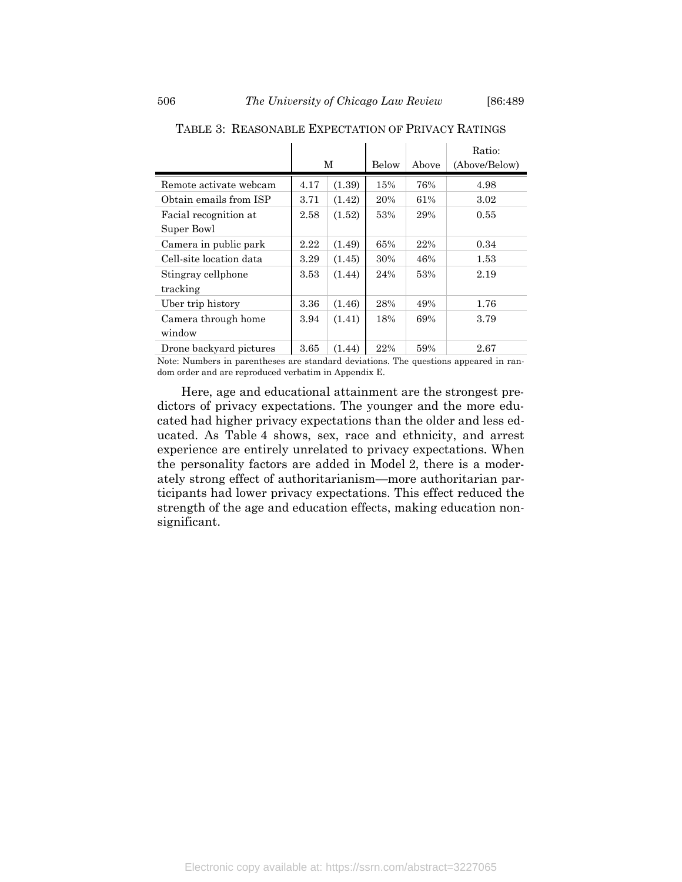TABLE 3: REASONABLE EXPECTATION OF PRIVACY RATINGS

| | M | | Below | Above | Ratio: (Above/Below) |
|---|---|---|---|---|---|
| Remote activate webcam | 4.17 | (1.39) | 15% | 76% | 4.98 |
| Obtain emails from ISP | 3.71 | (1.42) | 20% | 61% | 3.02 |
| Facial recognition at Super Bowl | 2.58 | (1.52) | 53% | 29% | 0.55 |
| Camera in public park | 2.22 | (1.49) | 65% | 22% | 0.34 |
| Cell-site location data | 3.29 | (1.45) | 30% | 46% | 1.53 |
| Stingray cellphone tracking | 3.53 | (1.44) | 24% | 53% | 2.19 |
| Uber trip history | 3.36 | (1.46) | 28% | 49% | 1.76 |
| Camera through home window | 3.94 | (1.41) | 18% | 69% | 3.79 |
| Drone backyard pictures | 3.65 | (1.44) | 22% | 59% | 2.67 |

Note: Numbers in parentheses are standard deviations. The questions appeared in random order and are reproduced verbatim in Appendix E.

Here, age and educational attainment are the strongest predictors of privacy expectations. The younger and the more educated had higher privacy expectations than the older and less educated. As Table 4 shows, sex, race and ethnicity, and arrest experience are entirely unrelated to privacy expectations. When the personality factors are added in Model 2, there is a moderately strong effect of authoritarianism—more authoritarian participants had lower privacy expectations. This effect reduced the strength of the age and education effects, making education nonsignificant.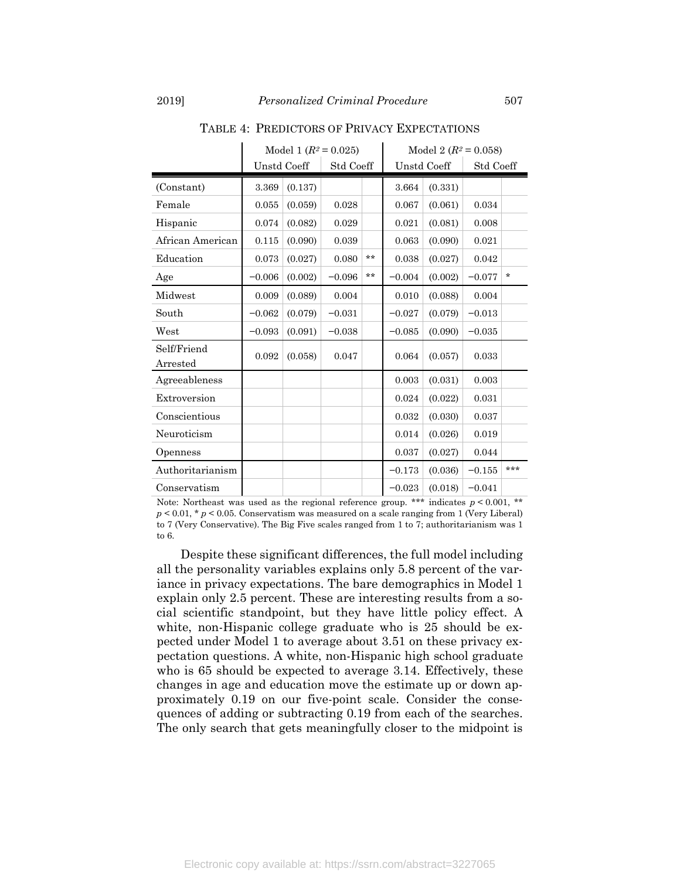TABLE 4: PREDICTORS OF PRIVACY EXPECTATIONS

| | Model 1 ($R^2 = 0.025$) | | | | Model 2 ($R^2 = 0.058$) | | | |
|---|---|---|---|---|---|---|---|---|
| | Unstd Coeff | | Std Coeff | | Unstd Coeff | | Std Coeff | |
| (Constant) | 3.369 | (0.137) | | | 3.664 | (0.331) | | |
| Female | 0.055 | (0.059) | 0.028 | | 0.067 | (0.061) | 0.034 | |
| Hispanic | 0.074 | (0.082) | 0.029 | | 0.021 | (0.081) | 0.008 | |
| African American | 0.115 | (0.090) | 0.039 | | 0.063 | (0.090) | 0.021 | |
| Education | 0.073 | (0.027) | 0.080 | ** | 0.038 | (0.027) | 0.042 | |
| Age | −0.006 | (0.002) | −0.096 | ** | −0.004 | (0.002) | −0.077 | * |
| Midwest | 0.009 | (0.089) | 0.004 | | 0.010 | (0.088) | 0.004 | |
| South | −0.062 | (0.079) | −0.031 | | −0.027 | (0.079) | −0.013 | |
| West | −0.093 | (0.091) | −0.038 | | −0.085 | (0.090) | −0.035 | |
| Self/Friend Arrested | 0.092 | (0.058) | 0.047 | | 0.064 | (0.057) | 0.033 | |
| Agreeableness | | | | | 0.003 | (0.031) | 0.003 | |
| Extroversion | | | | | 0.024 | (0.022) | 0.031 | |
| Conscientious | | | | | 0.032 | (0.030) | 0.037 | |
| Neuroticism | | | | | 0.014 | (0.026) | 0.019 | |
| Openness | | | | | 0.037 | (0.027) | 0.044 | |
| Authoritarianism | | | | | −0.173 | (0.036) | −0.155 | *** |
| Conservatism | | | | | −0.023 | (0.018) | −0.041 | |

Note: Northeast was used as the regional reference group. *** indicates $p < 0.001$, ** $p < 0.01$, * $p < 0.05$. Conservatism was measured on a scale ranging from 1 (Very Liberal) to 7 (Very Conservative). The Big Five scales ranged from 1 to 7; authoritarianism was 1 to 6.

Despite these significant differences, the full model including all the personality variables explains only 5.8 percent of the variance in privacy expectations. The bare demographics in Model 1 explain only 2.5 percent. These are interesting results from a social scientific standpoint, but they have little policy effect. A white, non-Hispanic college graduate who is 25 should be expected under Model 1 to average about 3.51 on these privacy expectation questions. A white, non-Hispanic high school graduate who is 65 should be expected to average 3.14. Effectively, these changes in age and education move the estimate up or down approximately 0.19 on our five-point scale. Consider the consequences of adding or subtracting 0.19 from each of the searches. The only search that gets meaningfully closer to the midpoint is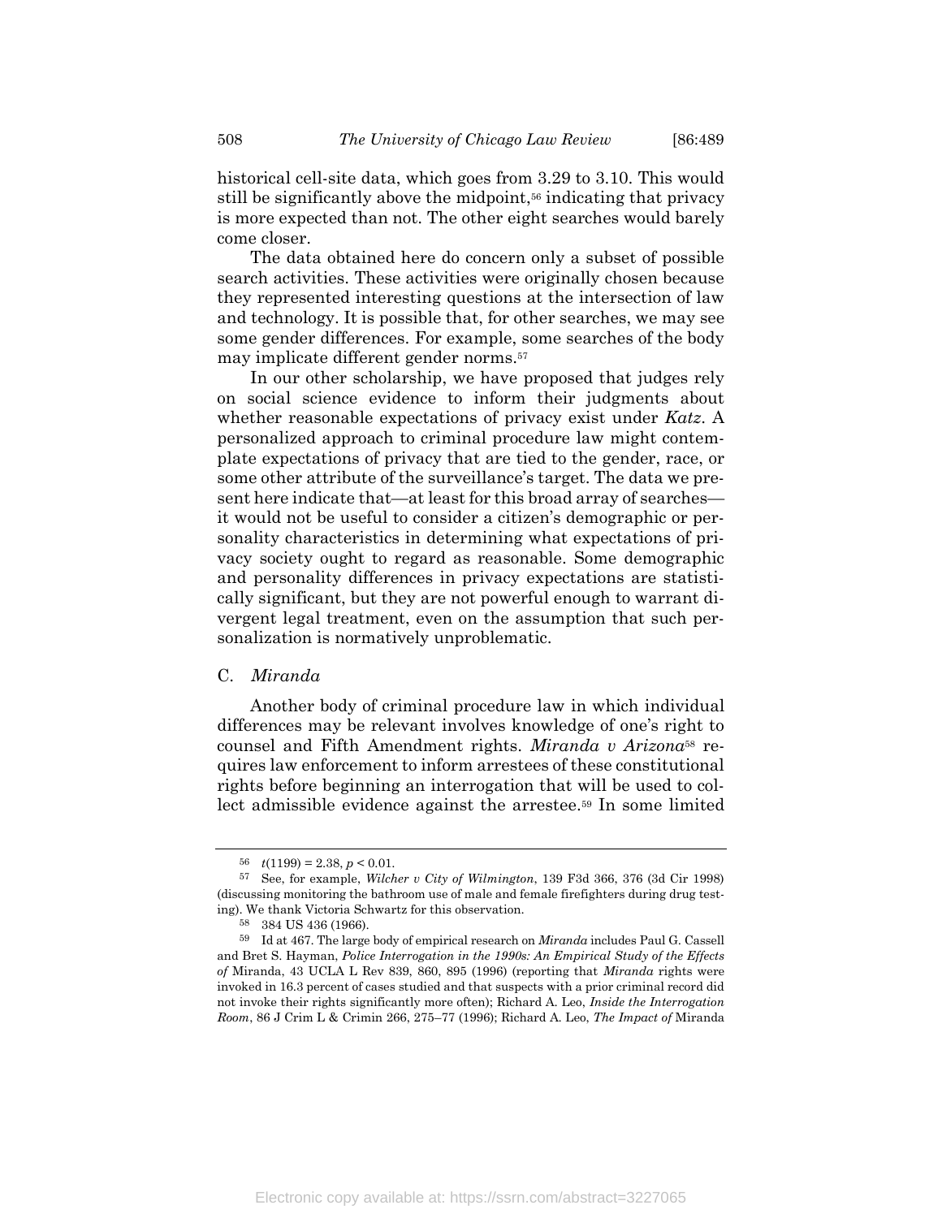historical cell-site data, which goes from 3.29 to 3.10. This would still be significantly above the midpoint,[56] indicating that privacy is more expected than not. The other eight searches would barely come closer.

The data obtained here do concern only a subset of possible search activities. These activities were originally chosen because they represented interesting questions at the intersection of law and technology. It is possible that, for other searches, we may see some gender differences. For example, some searches of the body may implicate different gender norms.[57]

In our other scholarship, we have proposed that judges rely on social science evidence to inform their judgments about whether reasonable expectations of privacy exist under *Katz*. A personalized approach to criminal procedure law might contemplate expectations of privacy that are tied to the gender, race, or some other attribute of the surveillance's target. The data we present here indicate that—at least for this broad array of searches—it would not be useful to consider a citizen's demographic or personality characteristics in determining what expectations of privacy society ought to regard as reasonable. Some demographic and personality differences in privacy expectations are statistically significant, but they are not powerful enough to warrant divergent legal treatment, even on the assumption that such personalization is normatively unproblematic.

### C. *Miranda*

Another body of criminal procedure law in which individual differences may be relevant involves knowledge of one's right to counsel and Fifth Amendment rights. *Miranda v Arizona*[58] requires law enforcement to inform arrestees of these constitutional rights before beginning an interrogation that will be used to collect admissible evidence against the arrestee.[59] In some limited

---

[56] $t(1199) = 2.38$, $p < 0.01$.

[57] See, for example, *Wilcher v City of Wilmington*, 139 F3d 366, 376 (3d Cir 1998) (discussing monitoring the bathroom use of male and female firefighters during drug testing). We thank Victoria Schwartz for this observation.

[58] 384 US 436 (1966).

[59] Id at 467. The large body of empirical research on *Miranda* includes Paul G. Cassell and Bret S. Hayman, *Police Interrogation in the 1990s: An Empirical Study of the Effects of* Miranda, 43 UCLA L Rev 839, 860, 895 (1996) (reporting that *Miranda* rights were invoked in 16.3 percent of cases studied and that suspects with a prior criminal record did not invoke their rights significantly more often); Richard A. Leo, *Inside the Interrogation Room*, 86 J Crim L & Crimin 266, 275–77 (1996); Richard A. Leo, *The Impact of* Miranda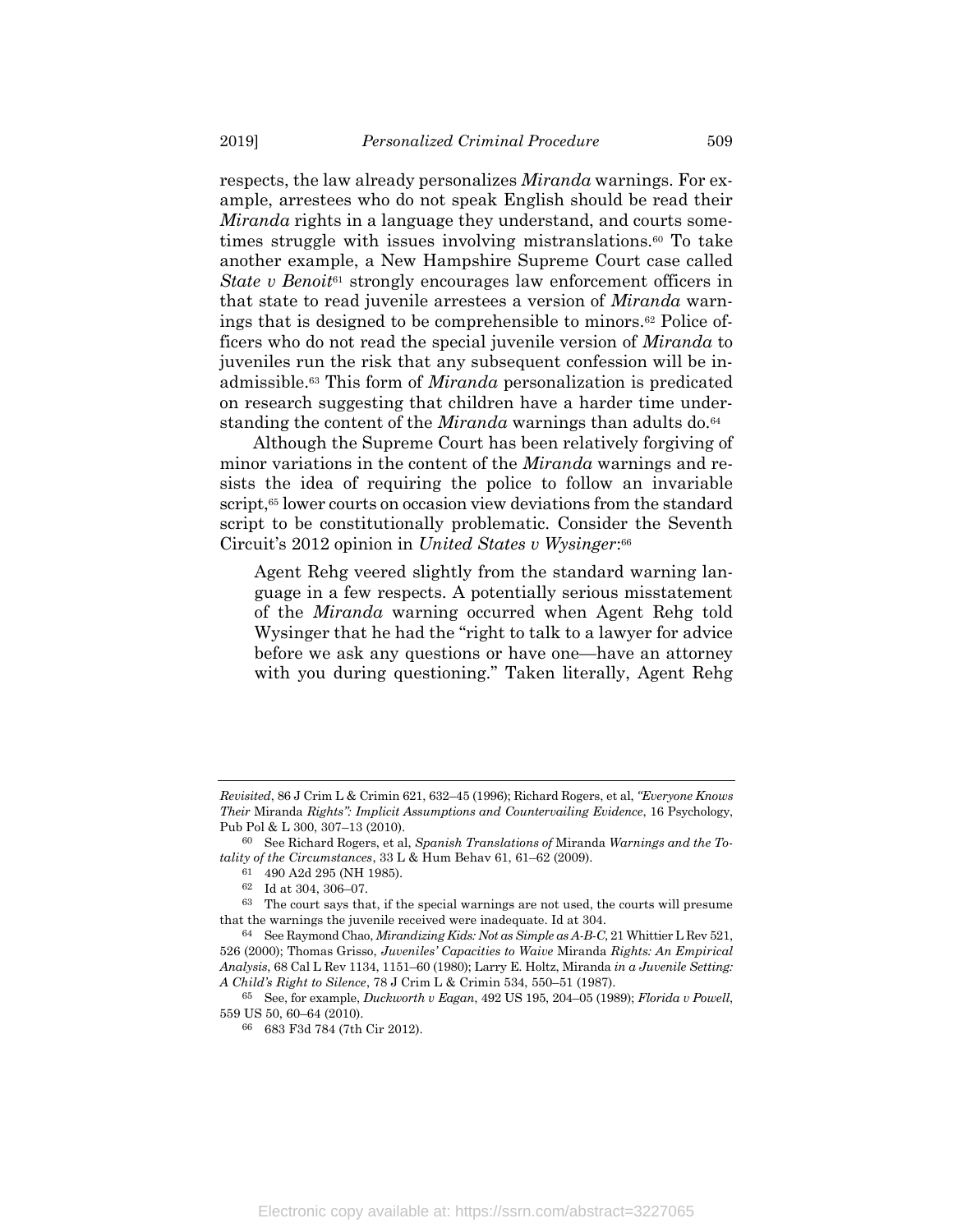respects, the law already personalizes *Miranda* warnings. For example, arrestees who do not speak English should be read their *Miranda* rights in a language they understand, and courts sometimes struggle with issues involving mistranslations.[60] To take another example, a New Hampshire Supreme Court case called *State v Benoit*[61] strongly encourages law enforcement officers in that state to read juvenile arrestees a version of *Miranda* warnings that is designed to be comprehensible to minors.[62] Police officers who do not read the special juvenile version of *Miranda* to juveniles run the risk that any subsequent confession will be inadmissible.[63] This form of *Miranda* personalization is predicated on research suggesting that children have a harder time understanding the content of the *Miranda* warnings than adults do.[64]

Although the Supreme Court has been relatively forgiving of minor variations in the content of the *Miranda* warnings and resists the idea of requiring the police to follow an invariable script,[65] lower courts on occasion view deviations from the standard script to be constitutionally problematic. Consider the Seventh Circuit's 2012 opinion in *United States v Wysinger*:[66]

> Agent Rehg veered slightly from the standard warning language in a few respects. A potentially serious misstatement of the *Miranda* warning occurred when Agent Rehg told Wysinger that he had the "right to talk to a lawyer for advice before we ask any questions or have one—have an attorney with you during questioning." Taken literally, Agent Rehg

---

*Revisited*, 86 J Crim L & Crimin 621, 632–45 (1996); Richard Rogers, et al, *"Everyone Knows Their* Miranda *Rights": Implicit Assumptions and Countervailing Evidence*, 16 Psychology, Pub Pol & L 300, 307–13 (2010).

[60] See Richard Rogers, et al, *Spanish Translations of* Miranda *Warnings and the Totality of the Circumstances*, 33 L & Hum Behav 61, 61–62 (2009).

[61] 490 A2d 295 (NH 1985).

[62] Id at 304, 306–07.

[63] The court says that, if the special warnings are not used, the courts will presume that the warnings the juvenile received were inadequate. Id at 304.

[64] See Raymond Chao, *Mirandizing Kids: Not as Simple as A-B-C*, 21 Whittier L Rev 521, 526 (2000); Thomas Grisso, *Juveniles' Capacities to Waive* Miranda *Rights: An Empirical Analysis*, 68 Cal L Rev 1134, 1151–60 (1980); Larry E. Holtz, Miranda *in a Juvenile Setting: A Child's Right to Silence*, 78 J Crim L & Crimin 534, 550–51 (1987).

[65] See, for example, *Duckworth v Eagan*, 492 US 195, 204–05 (1989); *Florida v Powell*, 559 US 50, 60–64 (2010).

[66] 683 F3d 784 (7th Cir 2012).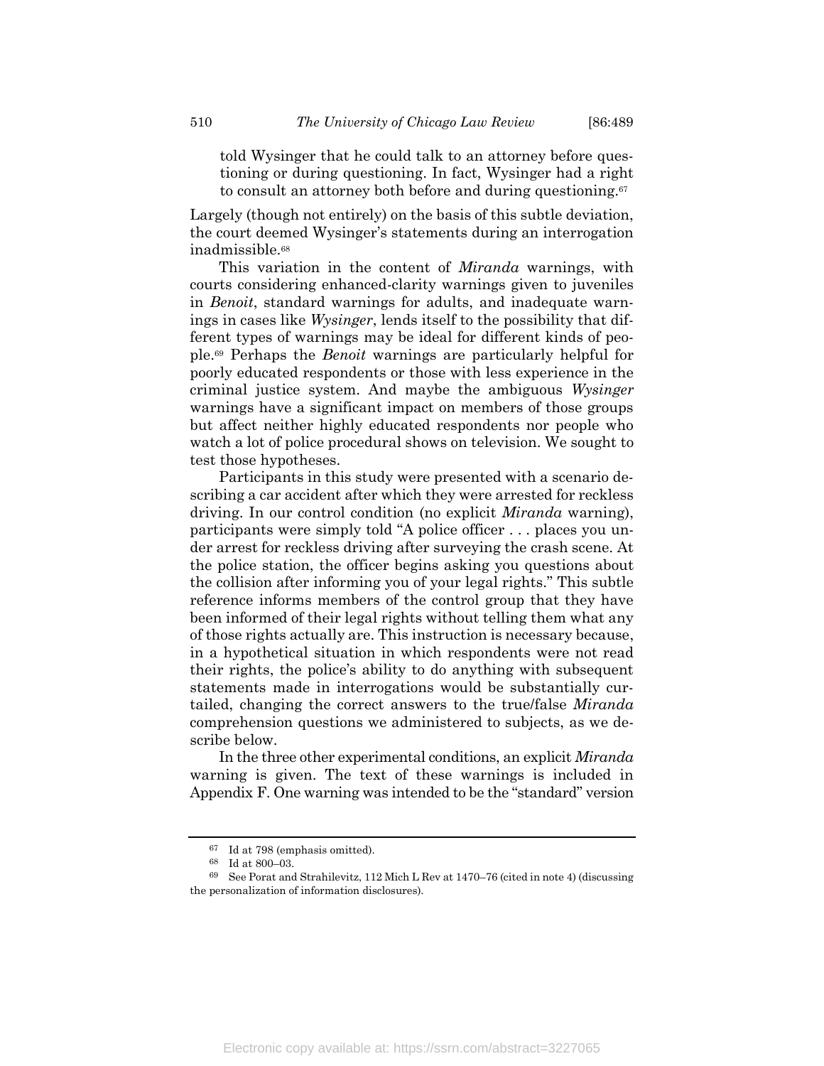> told Wysinger that he could talk to an attorney before questioning or during questioning. In fact, Wysinger had a right to consult an attorney both before and during questioning.[67]

Largely (though not entirely) on the basis of this subtle deviation, the court deemed Wysinger's statements during an interrogation inadmissible.[68]

This variation in the content of *Miranda* warnings, with courts considering enhanced-clarity warnings given to juveniles in *Benoit*, standard warnings for adults, and inadequate warnings in cases like *Wysinger*, lends itself to the possibility that different types of warnings may be ideal for different kinds of people.[69] Perhaps the *Benoit* warnings are particularly helpful for poorly educated respondents or those with less experience in the criminal justice system. And maybe the ambiguous *Wysinger* warnings have a significant impact on members of those groups but affect neither highly educated respondents nor people who watch a lot of police procedural shows on television. We sought to test those hypotheses.

Participants in this study were presented with a scenario describing a car accident after which they were arrested for reckless driving. In our control condition (no explicit *Miranda* warning), participants were simply told "A police officer . . . places you under arrest for reckless driving after surveying the crash scene. At the police station, the officer begins asking you questions about the collision after informing you of your legal rights." This subtle reference informs members of the control group that they have been informed of their legal rights without telling them what any of those rights actually are. This instruction is necessary because, in a hypothetical situation in which respondents were not read their rights, the police's ability to do anything with subsequent statements made in interrogations would be substantially curtailed, changing the correct answers to the true/false *Miranda* comprehension questions we administered to subjects, as we describe below.

In the three other experimental conditions, an explicit *Miranda* warning is given. The text of these warnings is included in Appendix F. One warning was intended to be the "standard" version

---

[67] Id at 798 (emphasis omitted).

[68] Id at 800–03.

[69] See Porat and Strahilevitz, 112 Mich L Rev at 1470–76 (cited in note 4) (discussing the personalization of information disclosures).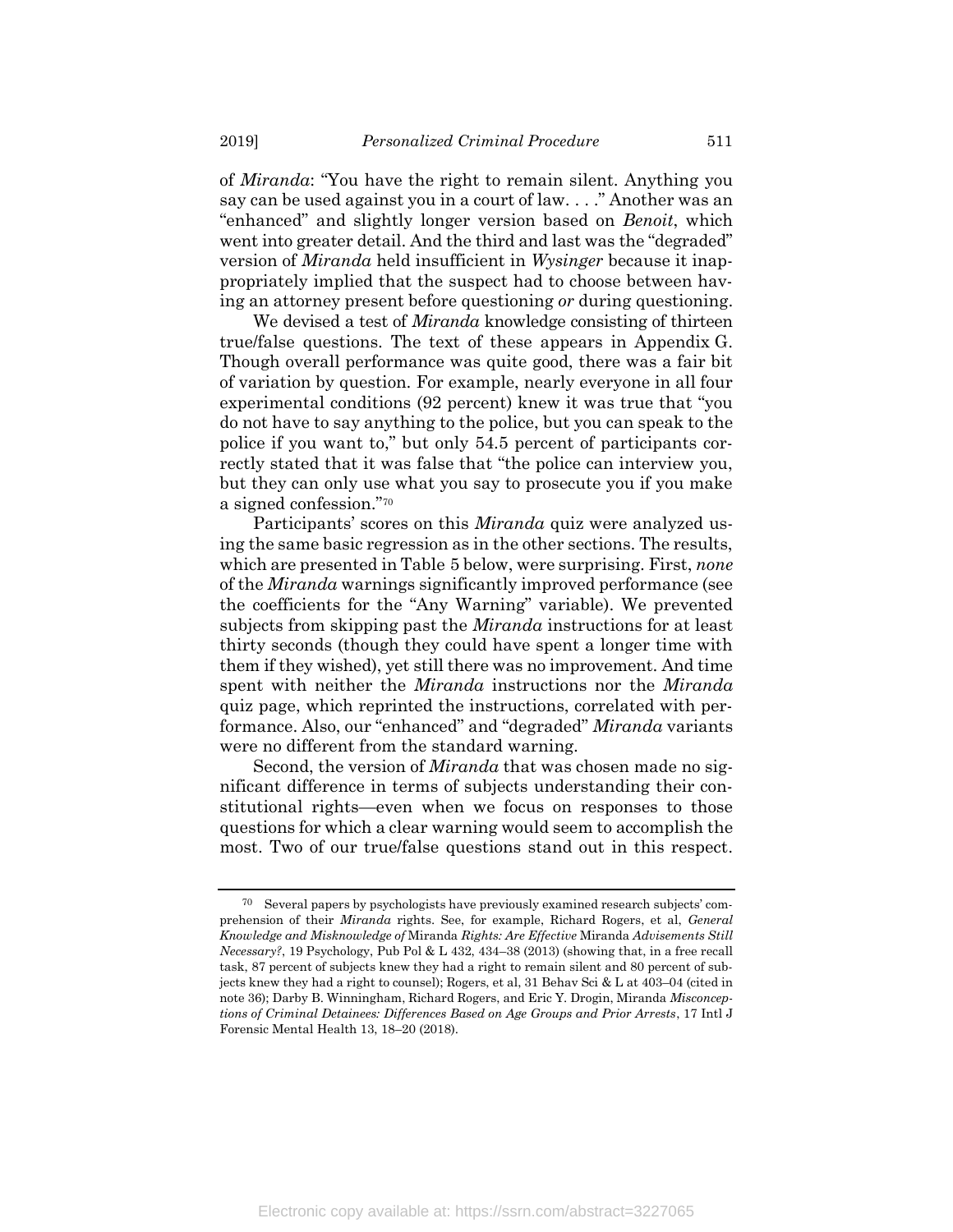of *Miranda*: "You have the right to remain silent. Anything you say can be used against you in a court of law. . . ." Another was an "enhanced" and slightly longer version based on *Benoit*, which went into greater detail. And the third and last was the "degraded" version of *Miranda* held insufficient in *Wysinger* because it inappropriately implied that the suspect had to choose between having an attorney present before questioning *or* during questioning.

We devised a test of *Miranda* knowledge consisting of thirteen true/false questions. The text of these appears in Appendix G. Though overall performance was quite good, there was a fair bit of variation by question. For example, nearly everyone in all four experimental conditions (92 percent) knew it was true that "you do not have to say anything to the police, but you can speak to the police if you want to," but only 54.5 percent of participants correctly stated that it was false that "the police can interview you, but they can only use what you say to prosecute you if you make a signed confession."[70]

Participants' scores on this *Miranda* quiz were analyzed using the same basic regression as in the other sections. The results, which are presented in Table 5 below, were surprising. First, *none* of the *Miranda* warnings significantly improved performance (see the coefficients for the "Any Warning" variable). We prevented subjects from skipping past the *Miranda* instructions for at least thirty seconds (though they could have spent a longer time with them if they wished), yet still there was no improvement. And time spent with neither the *Miranda* instructions nor the *Miranda* quiz page, which reprinted the instructions, correlated with performance. Also, our "enhanced" and "degraded" *Miranda* variants were no different from the standard warning.

Second, the version of *Miranda* that was chosen made no significant difference in terms of subjects understanding their constitutional rights—even when we focus on responses to those questions for which a clear warning would seem to accomplish the most. Two of our true/false questions stand out in this respect.

---

[70] Several papers by psychologists have previously examined research subjects' comprehension of their *Miranda* rights. See, for example, Richard Rogers, et al, *General Knowledge and Misknowledge of* Miranda *Rights: Are Effective* Miranda *Advisements Still Necessary?*, 19 Psychology, Pub Pol & L 432, 434–38 (2013) (showing that, in a free recall task, 87 percent of subjects knew they had a right to remain silent and 80 percent of subjects knew they had a right to counsel); Rogers, et al, 31 Behav Sci & L at 403–04 (cited in note 36); Darby B. Winningham, Richard Rogers, and Eric Y. Drogin, Miranda *Misconceptions of Criminal Detainees: Differences Based on Age Groups and Prior Arrests*, 17 Intl J Forensic Mental Health 13, 18–20 (2018).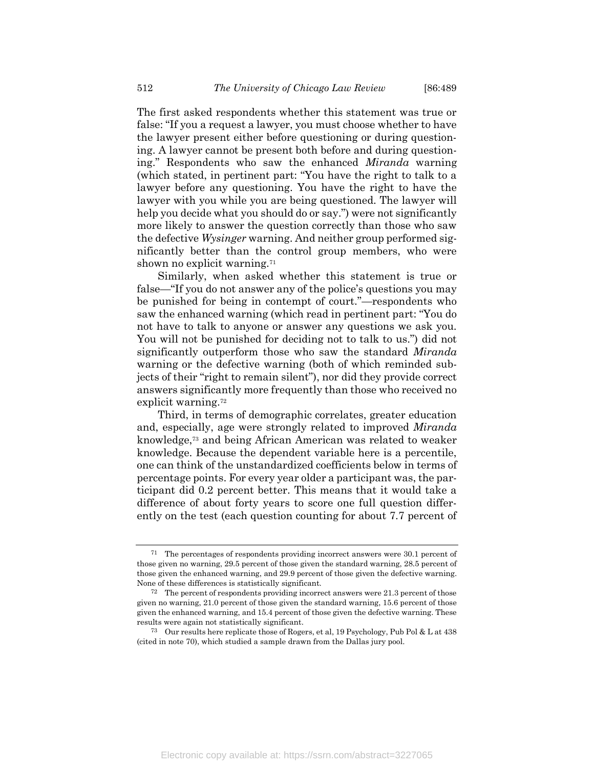The first asked respondents whether this statement was true or false: "If you a request a lawyer, you must choose whether to have the lawyer present either before questioning or during questioning. A lawyer cannot be present both before and during questioning." Respondents who saw the enhanced *Miranda* warning (which stated, in pertinent part: "You have the right to talk to a lawyer before any questioning. You have the right to have the lawyer with you while you are being questioned. The lawyer will help you decide what you should do or say.") were not significantly more likely to answer the question correctly than those who saw the defective *Wysinger* warning. And neither group performed significantly better than the control group members, who were shown no explicit warning.[71]

Similarly, when asked whether this statement is true or false—"If you do not answer any of the police's questions you may be punished for being in contempt of court."—respondents who saw the enhanced warning (which read in pertinent part: "You do not have to talk to anyone or answer any questions we ask you. You will not be punished for deciding not to talk to us.") did not significantly outperform those who saw the standard *Miranda* warning or the defective warning (both of which reminded subjects of their "right to remain silent"), nor did they provide correct answers significantly more frequently than those who received no explicit warning.[72]

Third, in terms of demographic correlates, greater education and, especially, age were strongly related to improved *Miranda* knowledge,[73] and being African American was related to weaker knowledge. Because the dependent variable here is a percentile, one can think of the unstandardized coefficients below in terms of percentage points. For every year older a participant was, the participant did 0.2 percent better. This means that it would take a difference of about forty years to score one full question differently on the test (each question counting for about 7.7 percent of

---

[71] The percentages of respondents providing incorrect answers were 30.1 percent of those given no warning, 29.5 percent of those given the standard warning, 28.5 percent of those given the enhanced warning, and 29.9 percent of those given the defective warning. None of these differences is statistically significant.

[72] The percent of respondents providing incorrect answers were 21.3 percent of those given no warning, 21.0 percent of those given the standard warning, 15.6 percent of those given the enhanced warning, and 15.4 percent of those given the defective warning. These results were again not statistically significant.

[73] Our results here replicate those of Rogers, et al, 19 Psychology, Pub Pol & L at 438 (cited in note 70), which studied a sample drawn from the Dallas jury pool.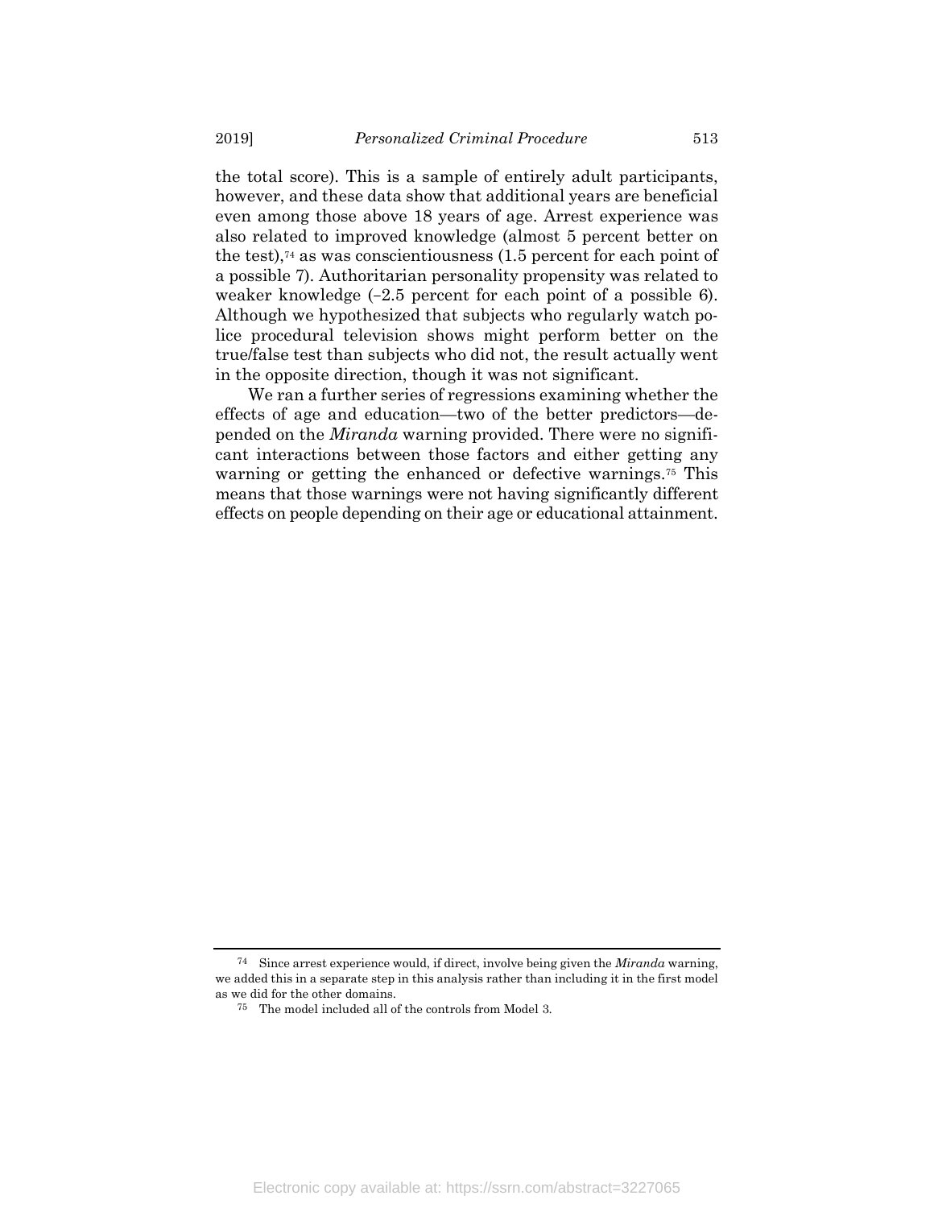the total score). This is a sample of entirely adult participants, however, and these data show that additional years are beneficial even among those above 18 years of age. Arrest experience was also related to improved knowledge (almost 5 percent better on the test),[74] as was conscientiousness (1.5 percent for each point of a possible 7). Authoritarian personality propensity was related to weaker knowledge (–2.5 percent for each point of a possible 6). Although we hypothesized that subjects who regularly watch police procedural television shows might perform better on the true/false test than subjects who did not, the result actually went in the opposite direction, though it was not significant.

We ran a further series of regressions examining whether the effects of age and education—two of the better predictors—depended on the *Miranda* warning provided. There were no significant interactions between those factors and either getting any warning or getting the enhanced or defective warnings.[75] This means that those warnings were not having significantly different effects on people depending on their age or educational attainment.

---

[74] Since arrest experience would, if direct, involve being given the *Miranda* warning, we added this in a separate step in this analysis rather than including it in the first model as we did for the other domains.

[75] The model included all of the controls from Model 3.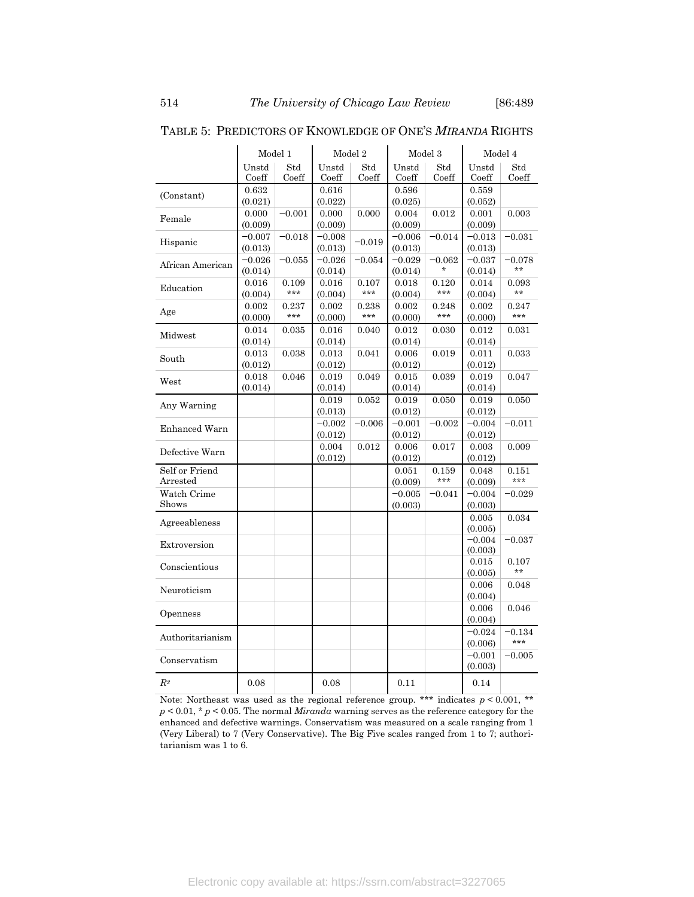TABLE 5: PREDICTORS OF KNOWLEDGE OF ONE'S *MIRANDA* RIGHTS

| | Model 1 | | Model 2 | | Model 3 | | Model 4 | |
|---|---|---|---|---|---|---|---|---|
| | Unstd Coeff | Std Coeff | Unstd Coeff | Std Coeff | Unstd Coeff | Std Coeff | Unstd Coeff | Std Coeff |
| (Constant) | 0.632 (0.021) | | 0.616 (0.022) | | 0.596 (0.025) | | 0.559 (0.052) | |
| Female | 0.000 (0.009) | −0.001 | 0.000 (0.009) | 0.000 | 0.004 (0.009) | 0.012 | 0.001 (0.009) | 0.003 |
| Hispanic | −0.007 (0.013) | −0.018 | −0.008 (0.013) | −0.019 | −0.006 (0.013) | −0.014 | −0.013 (0.013) | −0.031 |
| African American | −0.026 (0.014) | −0.055 | −0.026 (0.014) | −0.054 | −0.029 (0.014) | −0.062 * | −0.037 (0.014) | −0.078 ** |
| Education | 0.016 (0.004) | 0.109 *** | 0.016 (0.004) | 0.107 *** | 0.018 (0.004) | 0.120 *** | 0.014 (0.004) | 0.093 ** |
| Age | 0.002 (0.000) | 0.237 *** | 0.002 (0.000) | 0.238 *** | 0.002 (0.000) | 0.248 *** | 0.002 (0.000) | 0.247 *** |
| Midwest | 0.014 (0.014) | 0.035 | 0.016 (0.014) | 0.040 | 0.012 (0.014) | 0.030 | 0.012 (0.014) | 0.031 |
| South | 0.013 (0.012) | 0.038 | 0.013 (0.012) | 0.041 | 0.006 (0.012) | 0.019 | 0.011 (0.012) | 0.033 |
| West | 0.018 (0.014) | 0.046 | 0.019 (0.014) | 0.049 | 0.015 (0.014) | 0.039 | 0.019 (0.014) | 0.047 |
| Any Warning | | | 0.019 (0.013) | 0.052 | 0.019 (0.012) | 0.050 | 0.019 (0.012) | 0.050 |
| Enhanced Warn | | | −0.002 (0.012) | −0.006 | −0.001 (0.012) | −0.002 | −0.004 (0.012) | −0.011 |
| Defective Warn | | | 0.004 (0.012) | 0.012 | 0.006 (0.012) | 0.017 | 0.003 (0.012) | 0.009 |
| Self or Friend Arrested | | | | | 0.051 (0.009) | 0.159 *** | 0.048 (0.009) | 0.151 *** |
| Watch Crime Shows | | | | | −0.005 (0.003) | −0.041 | −0.004 (0.003) | −0.029 |
| Agreeableness | | | | | | | 0.005 (0.005) | 0.034 |
| Extroversion | | | | | | | −0.004 (0.003) | −0.037 |
| Conscientious | | | | | | | 0.015 (0.005) | 0.107 ** |
| Neuroticism | | | | | | | 0.006 (0.004) | 0.048 |
| Openness | | | | | | | 0.006 (0.004) | 0.046 |
| Authoritarianism | | | | | | | −0.024 (0.006) | −0.134 *** |
| Conservatism | | | | | | | −0.001 (0.003) | −0.005 |
| $R^2$ | 0.08 | | 0.08 | | 0.11 | | 0.14 | |

Note: Northeast was used as the regional reference group. *** indicates $p < 0.001$, ** $p < 0.01$, * $p < 0.05$. The normal *Miranda* warning serves as the reference category for the enhanced and defective warnings. Conservatism was measured on a scale ranging from 1 (Very Liberal) to 7 (Very Conservative). The Big Five scales ranged from 1 to 7; authoritarianism was 1 to 6.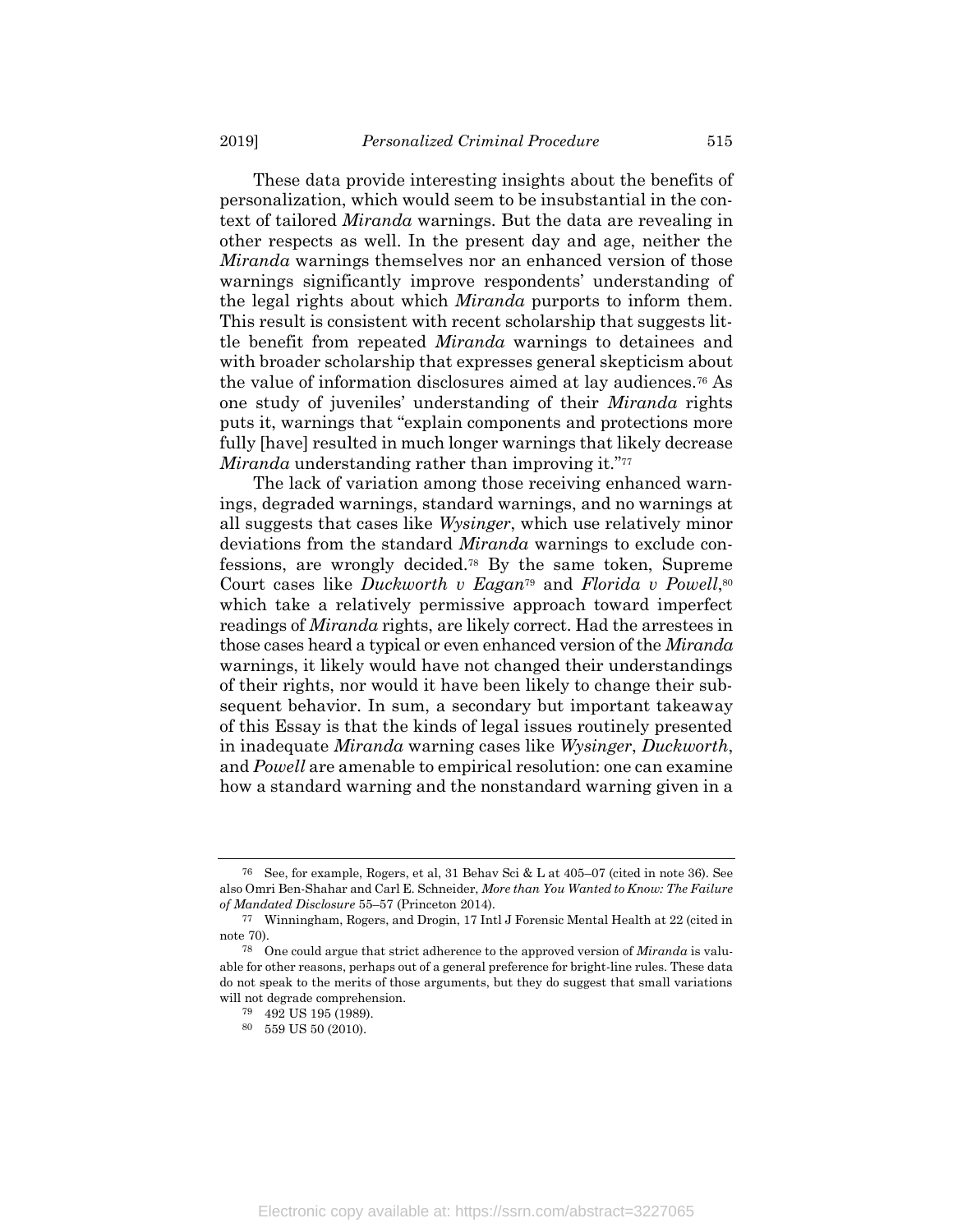These data provide interesting insights about the benefits of personalization, which would seem to be insubstantial in the context of tailored *Miranda* warnings. But the data are revealing in other respects as well. In the present day and age, neither the *Miranda* warnings themselves nor an enhanced version of those warnings significantly improve respondents' understanding of the legal rights about which *Miranda* purports to inform them. This result is consistent with recent scholarship that suggests little benefit from repeated *Miranda* warnings to detainees and with broader scholarship that expresses general skepticism about the value of information disclosures aimed at lay audiences.[76] As one study of juveniles' understanding of their *Miranda* rights puts it, warnings that "explain components and protections more fully [have] resulted in much longer warnings that likely decrease *Miranda* understanding rather than improving it."[77]

The lack of variation among those receiving enhanced warnings, degraded warnings, standard warnings, and no warnings at all suggests that cases like *Wysinger*, which use relatively minor deviations from the standard *Miranda* warnings to exclude confessions, are wrongly decided.[78] By the same token, Supreme Court cases like *Duckworth v Eagan*[79] and *Florida v Powell*,[80] which take a relatively permissive approach toward imperfect readings of *Miranda* rights, are likely correct. Had the arrestees in those cases heard a typical or even enhanced version of the *Miranda* warnings, it likely would have not changed their understandings of their rights, nor would it have been likely to change their subsequent behavior. In sum, a secondary but important takeaway of this Essay is that the kinds of legal issues routinely presented in inadequate *Miranda* warning cases like *Wysinger*, *Duckworth*, and *Powell* are amenable to empirical resolution: one can examine how a standard warning and the nonstandard warning given in a

---

[76] See, for example, Rogers, et al, 31 Behav Sci & L at 405–07 (cited in note 36). See also Omri Ben-Shahar and Carl E. Schneider, *More than You Wanted to Know: The Failure of Mandated Disclosure* 55–57 (Princeton 2014).

[77] Winningham, Rogers, and Drogin, 17 Intl J Forensic Mental Health at 22 (cited in note 70).

[78] One could argue that strict adherence to the approved version of *Miranda* is valuable for other reasons, perhaps out of a general preference for bright-line rules. These data do not speak to the merits of those arguments, but they do suggest that small variations will not degrade comprehension.

[79] 492 US 195 (1989).

[80] 559 US 50 (2010).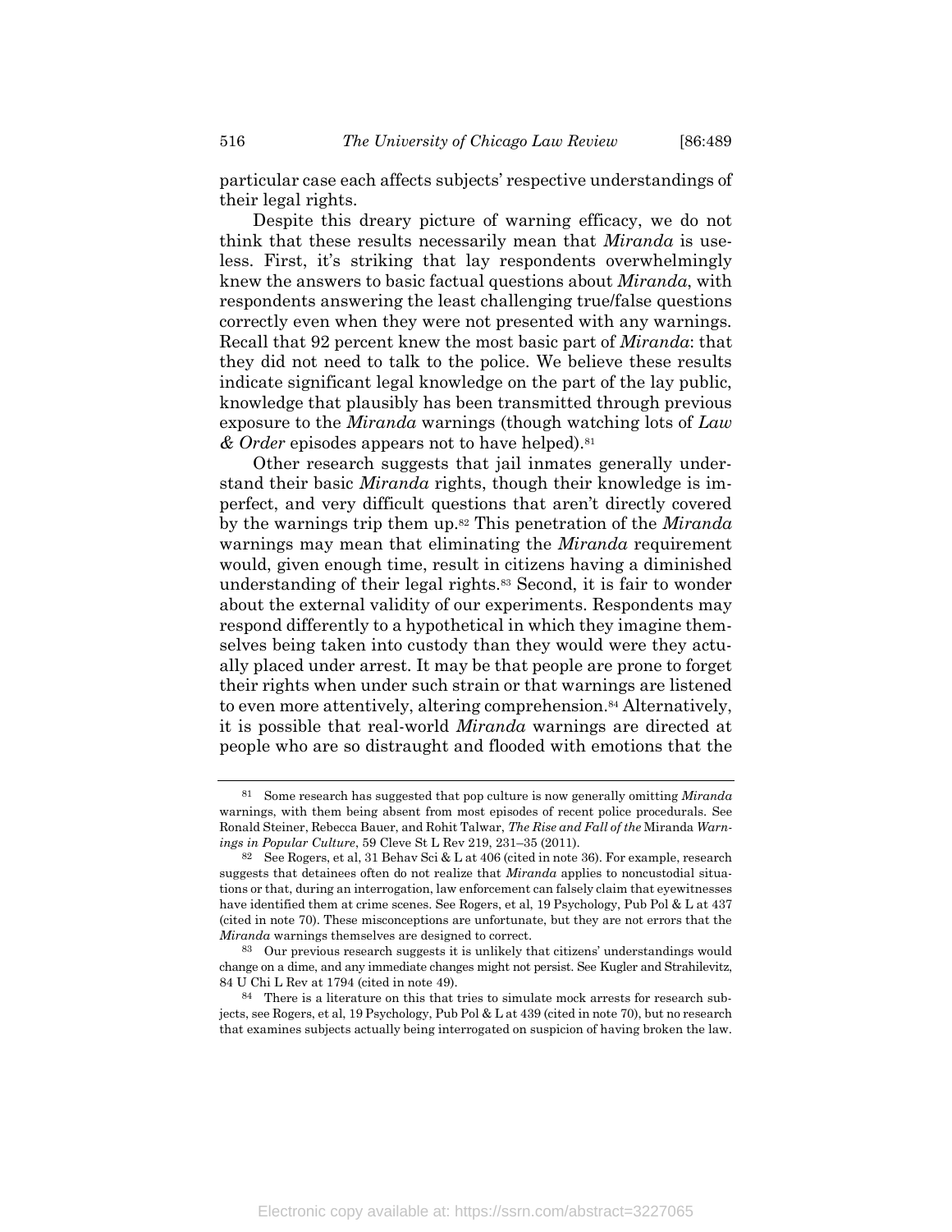particular case each affects subjects' respective understandings of their legal rights.

Despite this dreary picture of warning efficacy, we do not think that these results necessarily mean that *Miranda* is useless. First, it's striking that lay respondents overwhelmingly knew the answers to basic factual questions about *Miranda*, with respondents answering the least challenging true/false questions correctly even when they were not presented with any warnings. Recall that 92 percent knew the most basic part of *Miranda*: that they did not need to talk to the police. We believe these results indicate significant legal knowledge on the part of the lay public, knowledge that plausibly has been transmitted through previous exposure to the *Miranda* warnings (though watching lots of *Law & Order* episodes appears not to have helped).[81]

Other research suggests that jail inmates generally understand their basic *Miranda* rights, though their knowledge is imperfect, and very difficult questions that aren't directly covered by the warnings trip them up.[82] This penetration of the *Miranda* warnings may mean that eliminating the *Miranda* requirement would, given enough time, result in citizens having a diminished understanding of their legal rights.[83] Second, it is fair to wonder about the external validity of our experiments. Respondents may respond differently to a hypothetical in which they imagine themselves being taken into custody than they would were they actually placed under arrest. It may be that people are prone to forget their rights when under such strain or that warnings are listened to even more attentively, altering comprehension.[84] Alternatively, it is possible that real-world *Miranda* warnings are directed at people who are so distraught and flooded with emotions that the

---

[81] Some research has suggested that pop culture is now generally omitting *Miranda* warnings, with them being absent from most episodes of recent police procedurals. See Ronald Steiner, Rebecca Bauer, and Rohit Talwar, *The Rise and Fall of the* Miranda *Warnings in Popular Culture*, 59 Cleve St L Rev 219, 231–35 (2011).

[82] See Rogers, et al, 31 Behav Sci & L at 406 (cited in note 36). For example, research suggests that detainees often do not realize that *Miranda* applies to noncustodial situations or that, during an interrogation, law enforcement can falsely claim that eyewitnesses have identified them at crime scenes. See Rogers, et al, 19 Psychology, Pub Pol & L at 437 (cited in note 70). These misconceptions are unfortunate, but they are not errors that the *Miranda* warnings themselves are designed to correct.

[83] Our previous research suggests it is unlikely that citizens' understandings would change on a dime, and any immediate changes might not persist. See Kugler and Strahilevitz, 84 U Chi L Rev at 1794 (cited in note 49).

[84] There is a literature on this that tries to simulate mock arrests for research subjects, see Rogers, et al, 19 Psychology, Pub Pol & L at 439 (cited in note 70), but no research that examines subjects actually being interrogated on suspicion of having broken the law.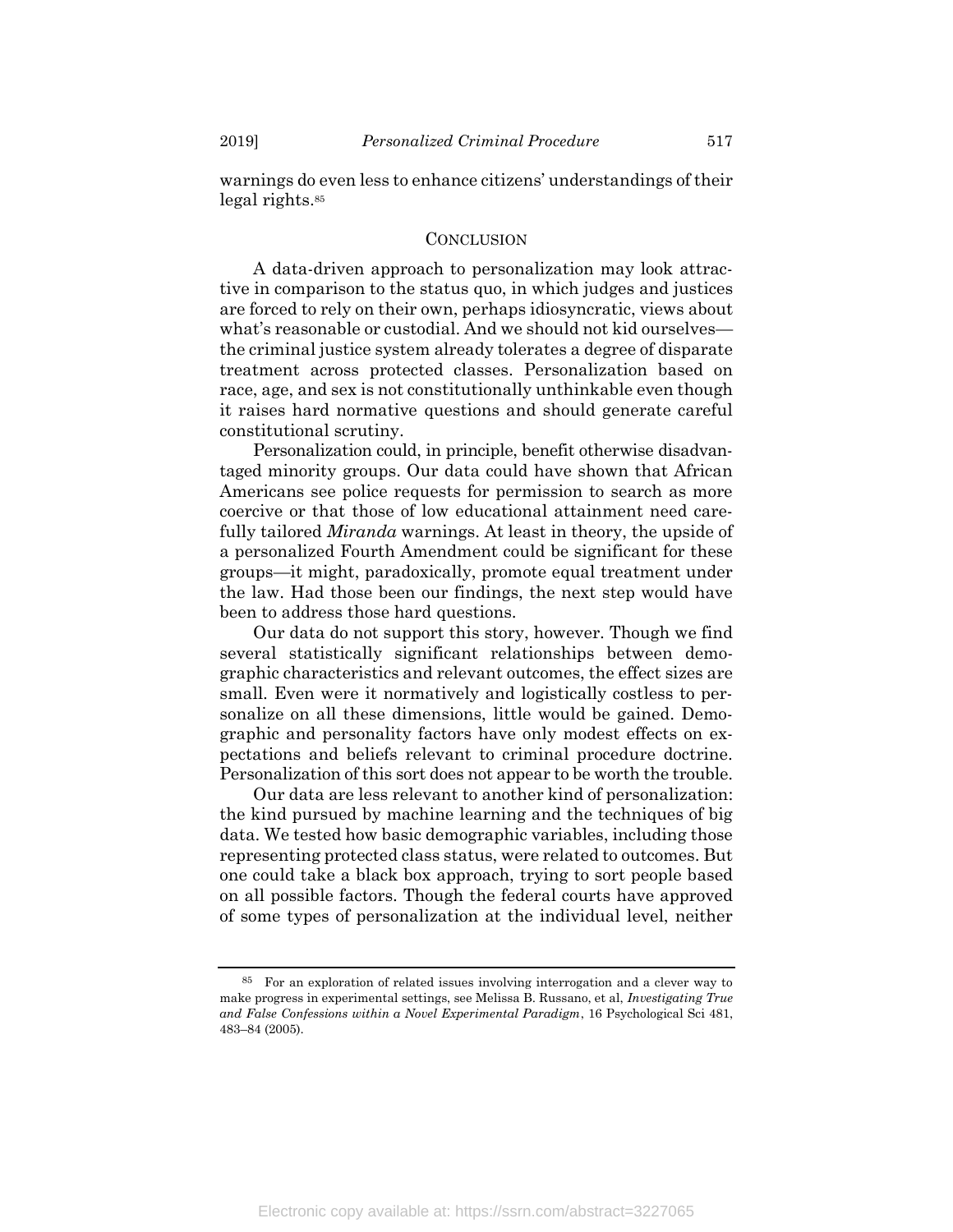warnings do even less to enhance citizens' understandings of their legal rights.[85]

## CONCLUSION

A data-driven approach to personalization may look attractive in comparison to the status quo, in which judges and justices are forced to rely on their own, perhaps idiosyncratic, views about what's reasonable or custodial. And we should not kid ourselves—the criminal justice system already tolerates a degree of disparate treatment across protected classes. Personalization based on race, age, and sex is not constitutionally unthinkable even though it raises hard normative questions and should generate careful constitutional scrutiny.

Personalization could, in principle, benefit otherwise disadvantaged minority groups. Our data could have shown that African Americans see police requests for permission to search as more coercive or that those of low educational attainment need carefully tailored *Miranda* warnings. At least in theory, the upside of a personalized Fourth Amendment could be significant for these groups—it might, paradoxically, promote equal treatment under the law. Had those been our findings, the next step would have been to address those hard questions.

Our data do not support this story, however. Though we find several statistically significant relationships between demographic characteristics and relevant outcomes, the effect sizes are small. Even were it normatively and logistically costless to personalize on all these dimensions, little would be gained. Demographic and personality factors have only modest effects on expectations and beliefs relevant to criminal procedure doctrine. Personalization of this sort does not appear to be worth the trouble.

Our data are less relevant to another kind of personalization: the kind pursued by machine learning and the techniques of big data. We tested how basic demographic variables, including those representing protected class status, were related to outcomes. But one could take a black box approach, trying to sort people based on all possible factors. Though the federal courts have approved of some types of personalization at the individual level, neither

---

[85] For an exploration of related issues involving interrogation and a clever way to make progress in experimental settings, see Melissa B. Russano, et al, *Investigating True and False Confessions within a Novel Experimental Paradigm*, 16 Psychological Sci 481, 483–84 (2005).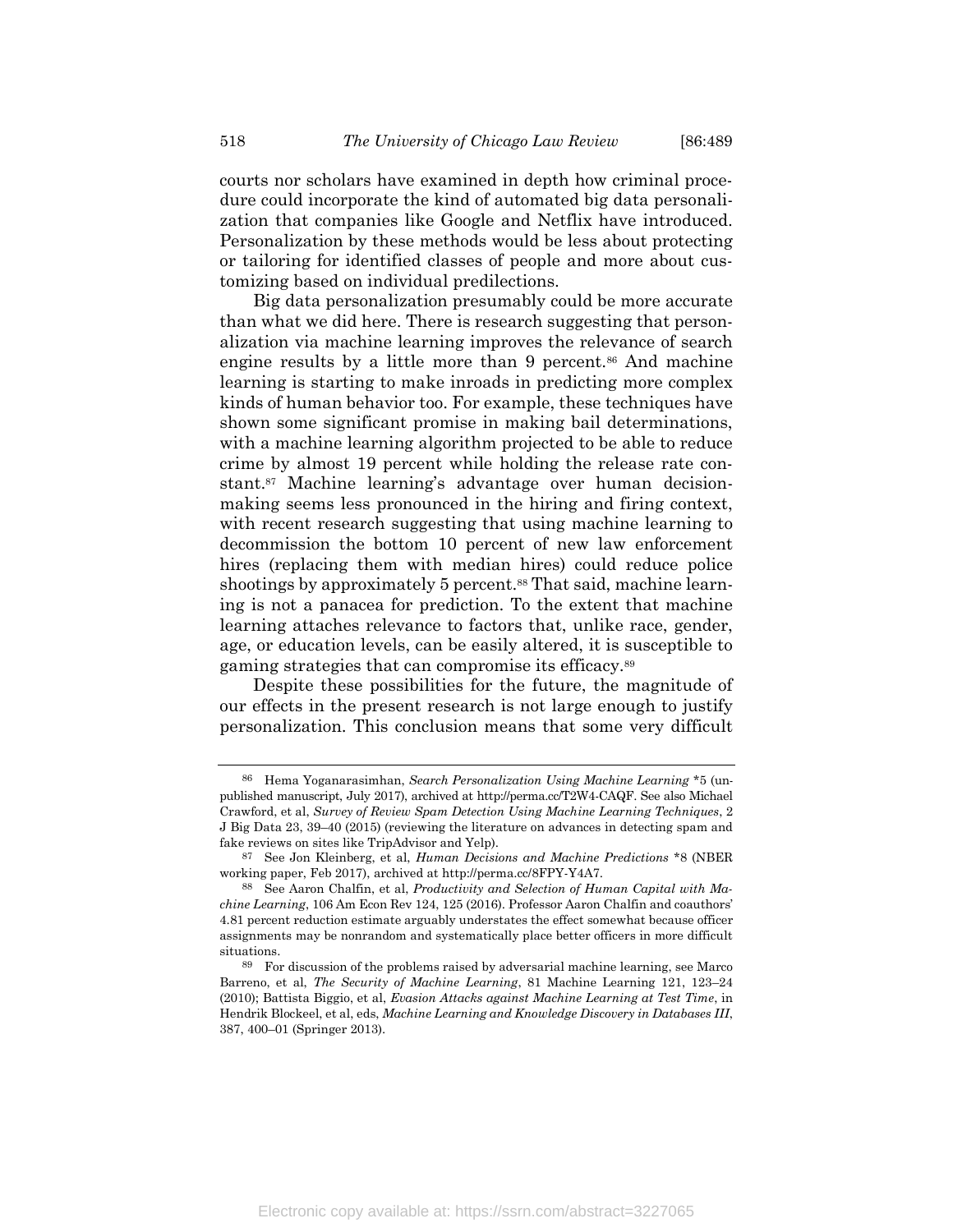courts nor scholars have examined in depth how criminal procedure could incorporate the kind of automated big data personalization that companies like Google and Netflix have introduced. Personalization by these methods would be less about protecting or tailoring for identified classes of people and more about customizing based on individual predilections.

Big data personalization presumably could be more accurate than what we did here. There is research suggesting that personalization via machine learning improves the relevance of search engine results by a little more than 9 percent.[86] And machine learning is starting to make inroads in predicting more complex kinds of human behavior too. For example, these techniques have shown some significant promise in making bail determinations, with a machine learning algorithm projected to be able to reduce crime by almost 19 percent while holding the release rate constant.[87] Machine learning's advantage over human decision-making seems less pronounced in the hiring and firing context, with recent research suggesting that using machine learning to decommission the bottom 10 percent of new law enforcement hires (replacing them with median hires) could reduce police shootings by approximately 5 percent.[88] That said, machine learning is not a panacea for prediction. To the extent that machine learning attaches relevance to factors that, unlike race, gender, age, or education levels, can be easily altered, it is susceptible to gaming strategies that can compromise its efficacy.[89]

Despite these possibilities for the future, the magnitude of our effects in the present research is not large enough to justify personalization. This conclusion means that some very difficult

---

[86] Hema Yoganarasimhan, *Search Personalization Using Machine Learning* *5 (unpublished manuscript, July 2017), archived at http://perma.cc/T2W4-CAQF. See also Michael Crawford, et al, *Survey of Review Spam Detection Using Machine Learning Techniques*, 2 J Big Data 23, 39–40 (2015) (reviewing the literature on advances in detecting spam and fake reviews on sites like TripAdvisor and Yelp).

[87] See Jon Kleinberg, et al, *Human Decisions and Machine Predictions* *8 (NBER working paper, Feb 2017), archived at http://perma.cc/8FPY-Y4A7.

[88] See Aaron Chalfin, et al, *Productivity and Selection of Human Capital with Machine Learning*, 106 Am Econ Rev 124, 125 (2016). Professor Aaron Chalfin and coauthors' 4.81 percent reduction estimate arguably understates the effect somewhat because officer assignments may be nonrandom and systematically place better officers in more difficult situations.

[89] For discussion of the problems raised by adversarial machine learning, see Marco Barreno, et al, *The Security of Machine Learning*, 81 Machine Learning 121, 123–24 (2010); Battista Biggio, et al, *Evasion Attacks against Machine Learning at Test Time*, in Hendrik Blockeel, et al, eds, *Machine Learning and Knowledge Discovery in Databases III*, 387, 400–01 (Springer 2013).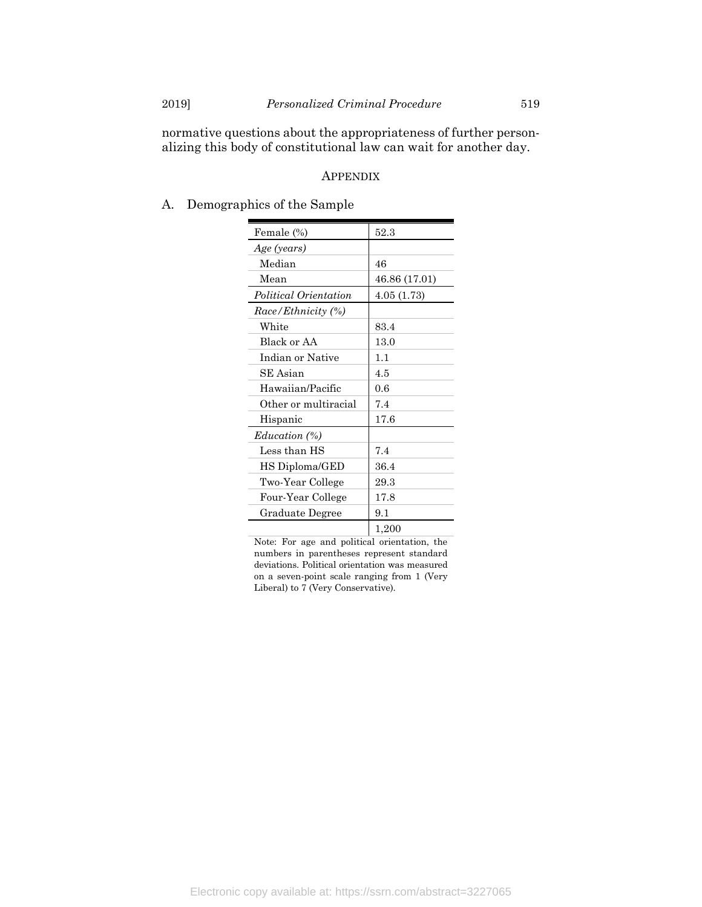normative questions about the appropriateness of further personalizing this body of constitutional law can wait for another day.

## APPENDIX

### A. Demographics of the Sample

| | |
|---|---|
| Female (%) | 52.3 |
| *Age (years)* | |
| Median | 46 |
| Mean | 46.86 (17.01) |
| *Political Orientation* | 4.05 (1.73) |
| *Race/Ethnicity (%)* | |
| White | 83.4 |
| Black or AA | 13.0 |
| Indian or Native | 1.1 |
| SE Asian | 4.5 |
| Hawaiian/Pacific | 0.6 |
| Other or multiracial | 7.4 |
| Hispanic | 17.6 |
| *Education (%)* | |
| Less than HS | 7.4 |
| HS Diploma/GED | 36.4 |
| Two-Year College | 29.3 |
| Four-Year College | 17.8 |
| Graduate Degree | 9.1 |
| | 1,200 |

Note: For age and political orientation, the numbers in parentheses represent standard deviations. Political orientation was measured on a seven-point scale ranging from 1 (Very Liberal) to 7 (Very Conservative).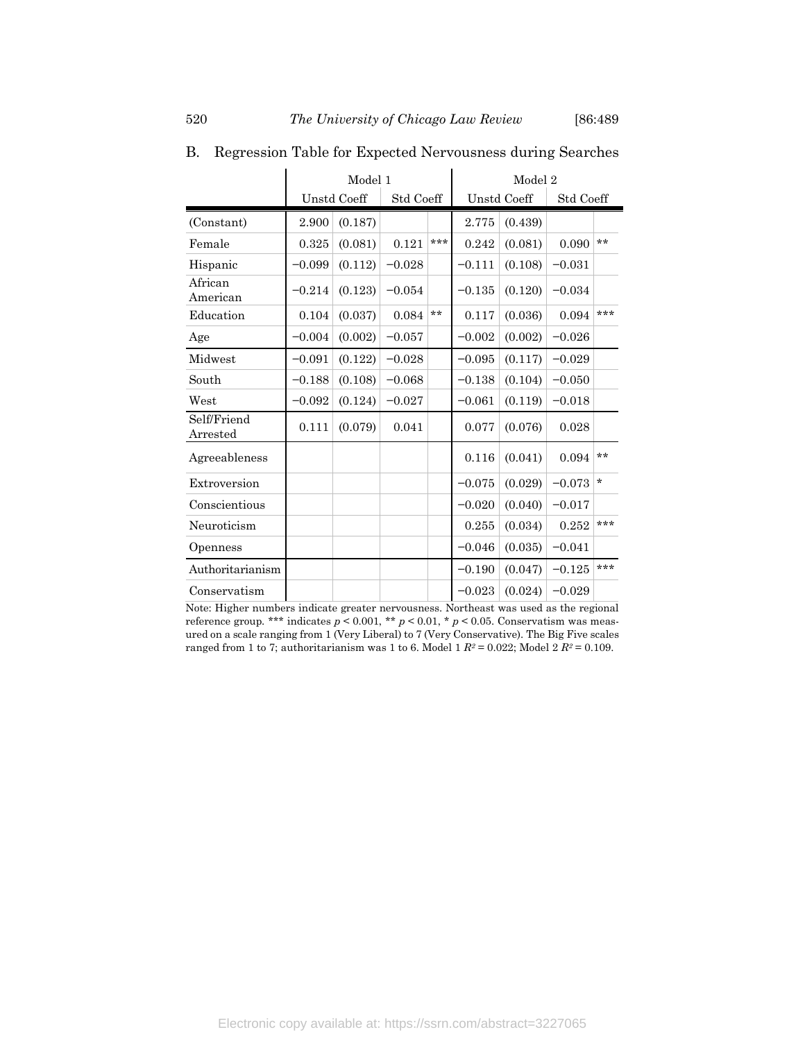## B. Regression Table for Expected Nervousness during Searches

| | Model 1 | | | | Model 2 | | | |
|---|---|---|---|---|---|---|---|---|
| | Unstd Coeff | | Std Coeff | | Unstd Coeff | | Std Coeff | |
| (Constant) | 2.900 | (0.187) | | | 2.775 | (0.439) | | |
| Female | 0.325 | (0.081) | 0.121 | *** | 0.242 | (0.081) | 0.090 | ** |
| Hispanic | −0.099 | (0.112) | −0.028 | | −0.111 | (0.108) | −0.031 | |
| African American | −0.214 | (0.123) | −0.054 | | −0.135 | (0.120) | −0.034 | |
| Education | 0.104 | (0.037) | 0.084 | ** | 0.117 | (0.036) | 0.094 | *** |
| Age | −0.004 | (0.002) | −0.057 | | −0.002 | (0.002) | −0.026 | |
| Midwest | −0.091 | (0.122) | −0.028 | | −0.095 | (0.117) | −0.029 | |
| South | −0.188 | (0.108) | −0.068 | | −0.138 | (0.104) | −0.050 | |
| West | −0.092 | (0.124) | −0.027 | | −0.061 | (0.119) | −0.018 | |
| Self/Friend Arrested | 0.111 | (0.079) | 0.041 | | 0.077 | (0.076) | 0.028 | |
| Agreeableness | | | | | 0.116 | (0.041) | 0.094 | ** |
| Extroversion | | | | | −0.075 | (0.029) | −0.073 | * |
| Conscientious | | | | | −0.020 | (0.040) | −0.017 | |
| Neuroticism | | | | | 0.255 | (0.034) | 0.252 | *** |
| Openness | | | | | −0.046 | (0.035) | −0.041 | |
| Authoritarianism | | | | | −0.190 | (0.047) | −0.125 | *** |
| Conservatism | | | | | −0.023 | (0.024) | −0.029 | |

Note: Higher numbers indicate greater nervousness. Northeast was used as the regional reference group. *** indicates $p < 0.001$, ** $p < 0.01$, * $p < 0.05$. Conservatism was measured on a scale ranging from 1 (Very Liberal) to 7 (Very Conservative). The Big Five scales ranged from 1 to 7; authoritarianism was 1 to 6. Model 1 $R^2 = 0.022$; Model 2 $R^2 = 0.109$.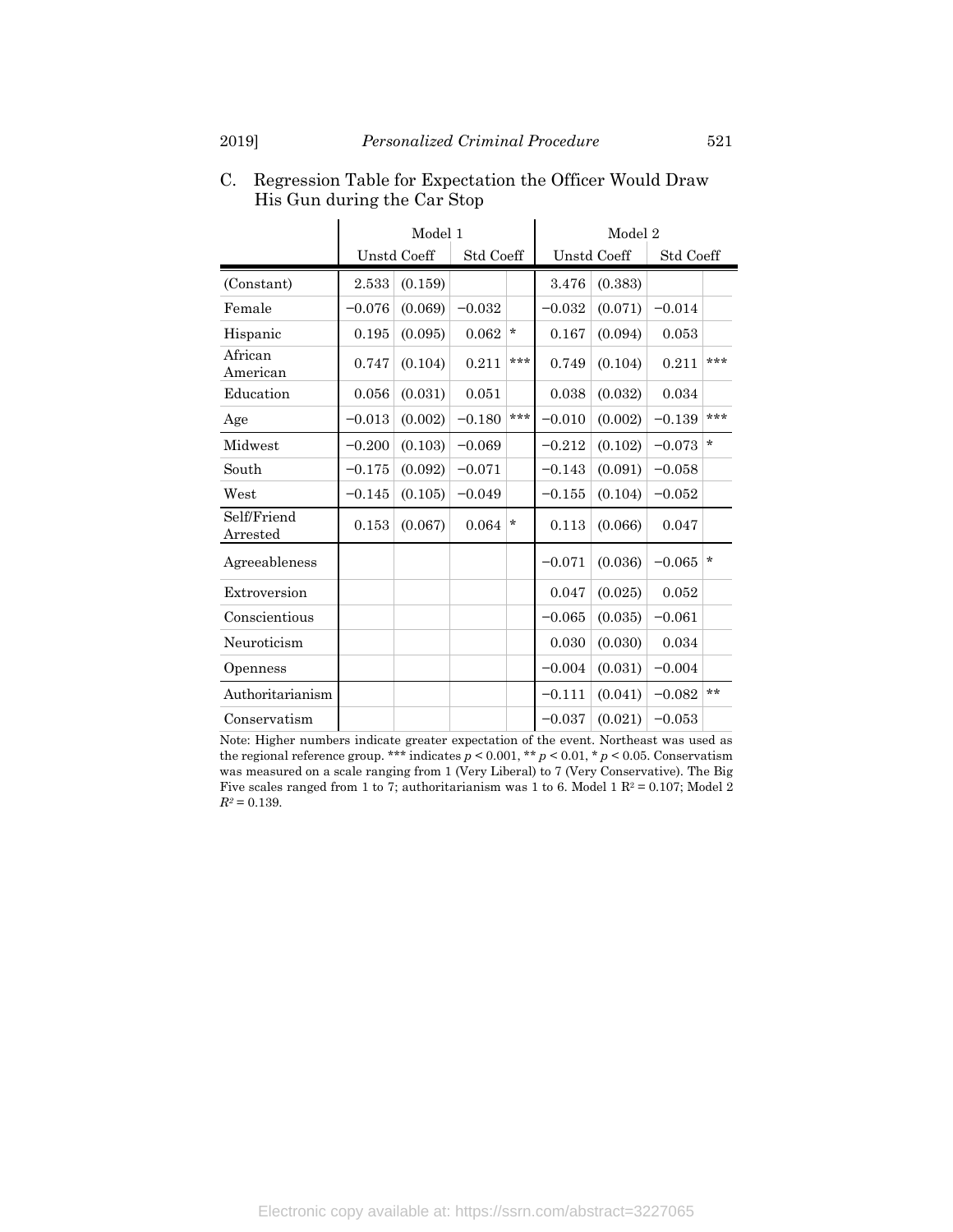### C. Regression Table for Expectation the Officer Would Draw His Gun during the Car Stop

| | Model 1 | | | | Model 2 | | | |
|---|---|---|---|---|---|---|---|---|
| | Unstd Coeff | | Std Coeff | | Unstd Coeff | | Std Coeff | |
| (Constant) | 2.533 | (0.159) | | | 3.476 | (0.383) | | |
| Female | −0.076 | (0.069) | −0.032 | | −0.032 | (0.071) | −0.014 | |
| Hispanic | 0.195 | (0.095) | 0.062 | * | 0.167 | (0.094) | 0.053 | |
| African American | 0.747 | (0.104) | 0.211 | *** | 0.749 | (0.104) | 0.211 | *** |
| Education | 0.056 | (0.031) | 0.051 | | 0.038 | (0.032) | 0.034 | |
| Age | −0.013 | (0.002) | −0.180 | *** | −0.010 | (0.002) | −0.139 | *** |
| Midwest | −0.200 | (0.103) | −0.069 | | −0.212 | (0.102) | −0.073 | * |
| South | −0.175 | (0.092) | −0.071 | | −0.143 | (0.091) | −0.058 | |
| West | −0.145 | (0.105) | −0.049 | | −0.155 | (0.104) | −0.052 | |
| Self/Friend Arrested | 0.153 | (0.067) | 0.064 | * | 0.113 | (0.066) | 0.047 | |
| Agreeableness | | | | | −0.071 | (0.036) | −0.065 | * |
| Extroversion | | | | | 0.047 | (0.025) | 0.052 | |
| Conscientious | | | | | −0.065 | (0.035) | −0.061 | |
| Neuroticism | | | | | 0.030 | (0.030) | 0.034 | |
| Openness | | | | | −0.004 | (0.031) | −0.004 | |
| Authoritarianism | | | | | −0.111 | (0.041) | −0.082 | ** |
| Conservatism | | | | | −0.037 | (0.021) | −0.053 | |

Note: Higher numbers indicate greater expectation of the event. Northeast was used as the regional reference group. *** indicates $p < 0.001$, ** $p < 0.01$, * $p < 0.05$. Conservatism was measured on a scale ranging from 1 (Very Liberal) to 7 (Very Conservative). The Big Five scales ranged from 1 to 7; authoritarianism was 1 to 6. Model 1 $R^2 = 0.107$; Model 2 $R^2 = 0.139$.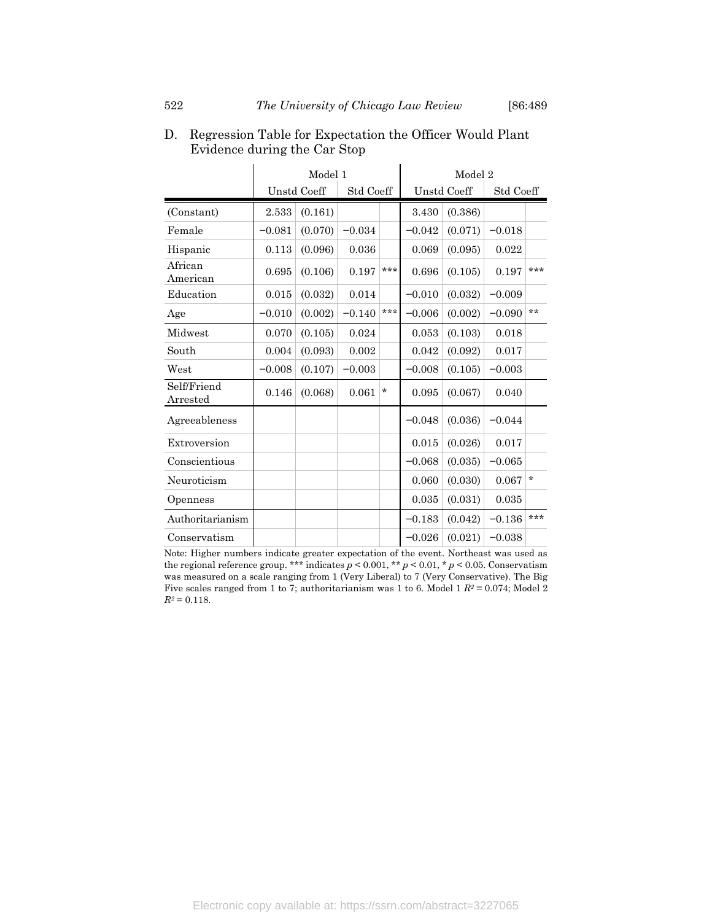## D. Regression Table for Expectation the Officer Would Plant Evidence during the Car Stop

| | Model 1 | | | | Model 2 | | | |
|---|---|---|---|---|---|---|---|---|
| | Unstd Coeff | | Std Coeff | | Unstd Coeff | | Std Coeff | |
| (Constant) | 2.533 | (0.161) | | | 3.430 | (0.386) | | |
| Female | −0.081 | (0.070) | −0.034 | | −0.042 | (0.071) | −0.018 | |
| Hispanic | 0.113 | (0.096) | 0.036 | | 0.069 | (0.095) | 0.022 | |
| African American | 0.695 | (0.106) | 0.197 | *** | 0.696 | (0.105) | 0.197 | *** |
| Education | 0.015 | (0.032) | 0.014 | | −0.010 | (0.032) | −0.009 | |
| Age | −0.010 | (0.002) | −0.140 | *** | −0.006 | (0.002) | −0.090 | ** |
| Midwest | 0.070 | (0.105) | 0.024 | | 0.053 | (0.103) | 0.018 | |
| South | 0.004 | (0.093) | 0.002 | | 0.042 | (0.092) | 0.017 | |
| West | −0.008 | (0.107) | −0.003 | | −0.008 | (0.105) | −0.003 | |
| Self/Friend Arrested | 0.146 | (0.068) | 0.061 | * | 0.095 | (0.067) | 0.040 | |
| Agreeableness | | | | | −0.048 | (0.036) | −0.044 | |
| Extroversion | | | | | 0.015 | (0.026) | 0.017 | |
| Conscientious | | | | | −0.068 | (0.035) | −0.065 | |
| Neuroticism | | | | | 0.060 | (0.030) | 0.067 | * |
| Openness | | | | | 0.035 | (0.031) | 0.035 | |
| Authoritarianism | | | | | −0.183 | (0.042) | −0.136 | *** |
| Conservatism | | | | | −0.026 | (0.021) | −0.038 | |

Note: Higher numbers indicate greater expectation of the event. Northeast was used as the regional reference group. *** indicates $p < 0.001$, ** $p < 0.01$, * $p < 0.05$. Conservatism was measured on a scale ranging from 1 (Very Liberal) to 7 (Very Conservative). The Big Five scales ranged from 1 to 7; authoritarianism was 1 to 6. Model 1 $R^2 = 0.074$; Model 2 $R^2 = 0.118$.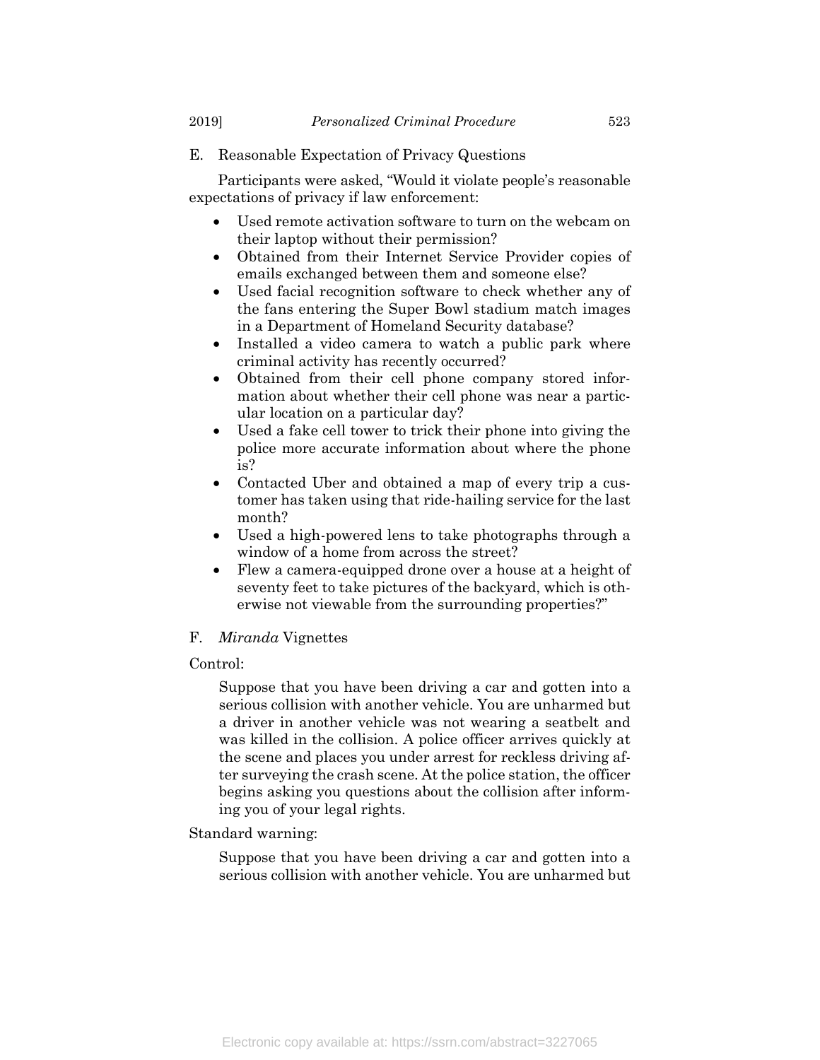## E. Reasonable Expectation of Privacy Questions

Participants were asked, "Would it violate people's reasonable expectations of privacy if law enforcement:

- Used remote activation software to turn on the webcam on their laptop without their permission?
- Obtained from their Internet Service Provider copies of emails exchanged between them and someone else?
- Used facial recognition software to check whether any of the fans entering the Super Bowl stadium match images in a Department of Homeland Security database?
- Installed a video camera to watch a public park where criminal activity has recently occurred?
- Obtained from their cell phone company stored information about whether their cell phone was near a particular location on a particular day?
- Used a fake cell tower to trick their phone into giving the police more accurate information about where the phone is?
- Contacted Uber and obtained a map of every trip a customer has taken using that ride-hailing service for the last month?
- Used a high-powered lens to take photographs through a window of a home from across the street?
- Flew a camera-equipped drone over a house at a height of seventy feet to take pictures of the backyard, which is otherwise not viewable from the surrounding properties?"

## F. *Miranda* Vignettes

Control:

> Suppose that you have been driving a car and gotten into a serious collision with another vehicle. You are unharmed but a driver in another vehicle was not wearing a seatbelt and was killed in the collision. A police officer arrives quickly at the scene and places you under arrest for reckless driving after surveying the crash scene. At the police station, the officer begins asking you questions about the collision after informing you of your legal rights.

Standard warning:

> Suppose that you have been driving a car and gotten into a serious collision with another vehicle. You are unharmed but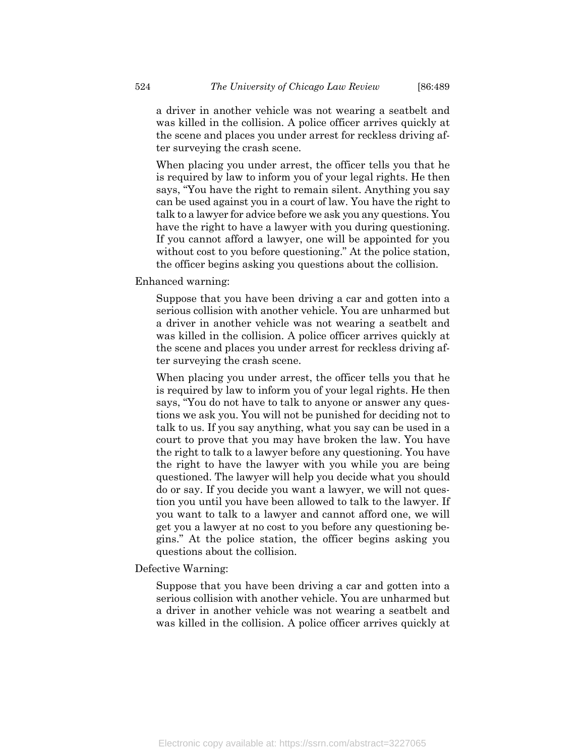a driver in another vehicle was not wearing a seatbelt and was killed in the collision. A police officer arrives quickly at the scene and places you under arrest for reckless driving after surveying the crash scene.

> When placing you under arrest, the officer tells you that he is required by law to inform you of your legal rights. He then says, "You have the right to remain silent. Anything you say can be used against you in a court of law. You have the right to talk to a lawyer for advice before we ask you any questions. You have the right to have a lawyer with you during questioning. If you cannot afford a lawyer, one will be appointed for you without cost to you before questioning." At the police station, the officer begins asking you questions about the collision.

Enhanced warning:

> Suppose that you have been driving a car and gotten into a serious collision with another vehicle. You are unharmed but a driver in another vehicle was not wearing a seatbelt and was killed in the collision. A police officer arrives quickly at the scene and places you under arrest for reckless driving after surveying the crash scene.
>
> When placing you under arrest, the officer tells you that he is required by law to inform you of your legal rights. He then says, "You do not have to talk to anyone or answer any questions we ask you. You will not be punished for deciding not to talk to us. If you say anything, what you say can be used in a court to prove that you may have broken the law. You have the right to talk to a lawyer before any questioning. You have the right to have the lawyer with you while you are being questioned. The lawyer will help you decide what you should do or say. If you decide you want a lawyer, we will not question you until you have been allowed to talk to the lawyer. If you want to talk to a lawyer and cannot afford one, we will get you a lawyer at no cost to you before any questioning begins." At the police station, the officer begins asking you questions about the collision.

Defective Warning:

> Suppose that you have been driving a car and gotten into a serious collision with another vehicle. You are unharmed but a driver in another vehicle was not wearing a seatbelt and was killed in the collision. A police officer arrives quickly at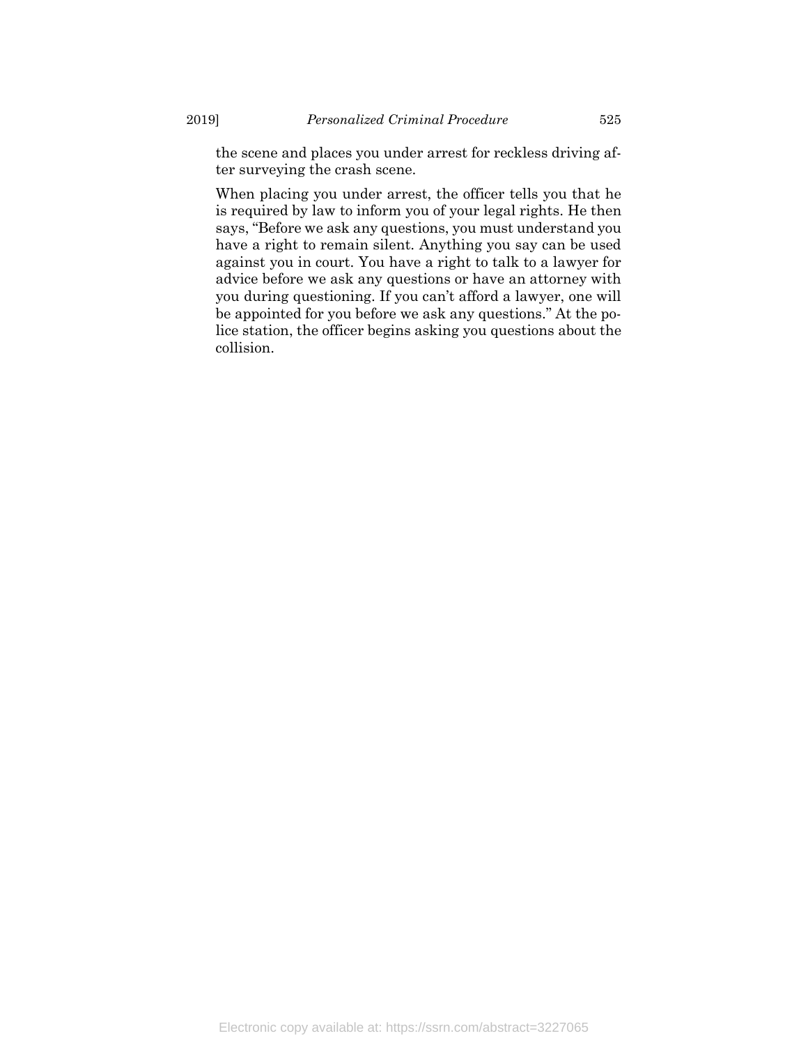the scene and places you under arrest for reckless driving after surveying the crash scene.

When placing you under arrest, the officer tells you that he is required by law to inform you of your legal rights. He then says, "Before we ask any questions, you must understand you have a right to remain silent. Anything you say can be used against you in court. You have a right to talk to a lawyer for advice before we ask any questions or have an attorney with you during questioning. If you can't afford a lawyer, one will be appointed for you before we ask any questions." At the police station, the officer begins asking you questions about the collision.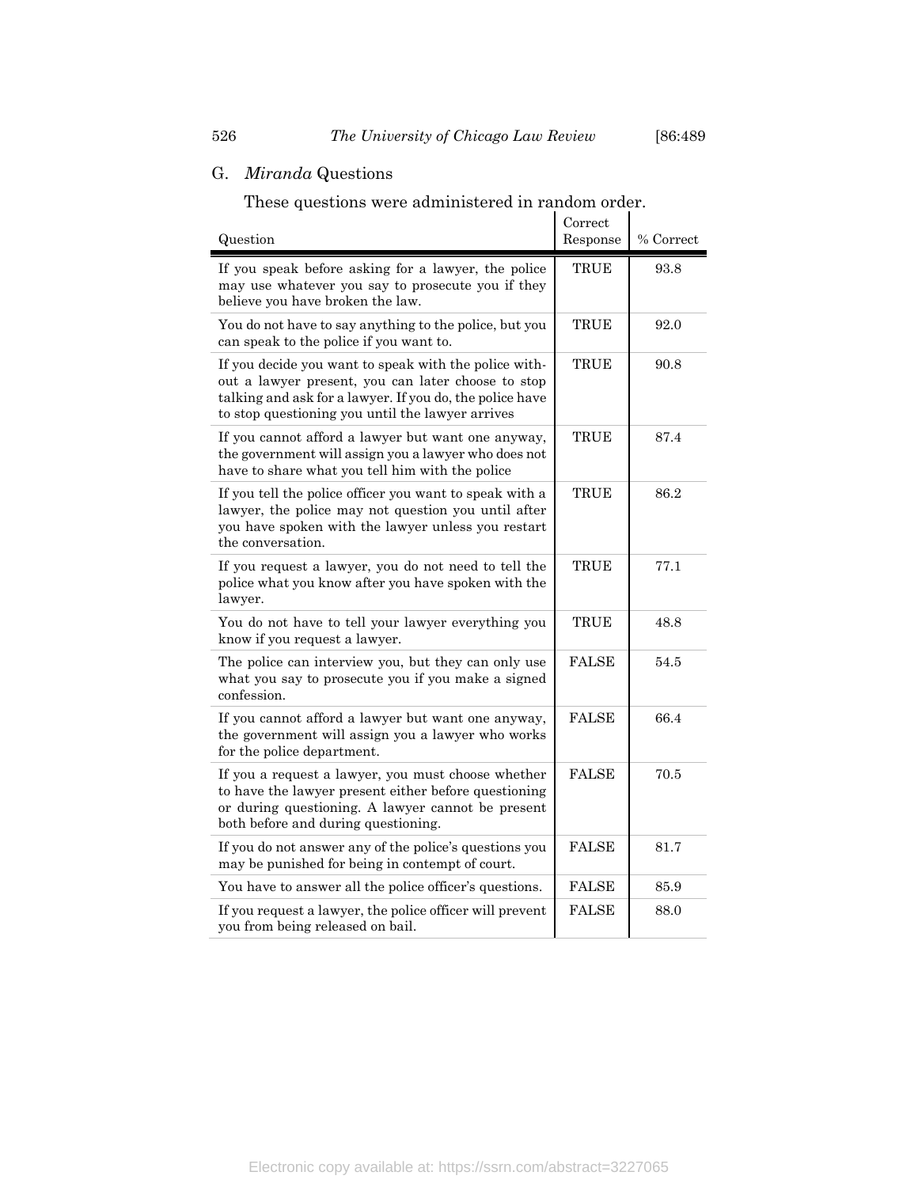## G. *Miranda* Questions

These questions were administered in random order.

| Question | Correct Response | % Correct |
|---|---|---|
| If you speak before asking for a lawyer, the police may use whatever you say to prosecute you if they believe you have broken the law. | TRUE | 93.8 |
| You do not have to say anything to the police, but you can speak to the police if you want to. | TRUE | 92.0 |
| If you decide you want to speak with the police without a lawyer present, you can later choose to stop talking and ask for a lawyer. If you do, the police have to stop questioning you until the lawyer arrives | TRUE | 90.8 |
| If you cannot afford a lawyer but want one anyway, the government will assign you a lawyer who does not have to share what you tell him with the police | TRUE | 87.4 |
| If you tell the police officer you want to speak with a lawyer, the police may not question you until after you have spoken with the lawyer unless you restart the conversation. | TRUE | 86.2 |
| If you request a lawyer, you do not need to tell the police what you know after you have spoken with the lawyer. | TRUE | 77.1 |
| You do not have to tell your lawyer everything you know if you request a lawyer. | TRUE | 48.8 |
| The police can interview you, but they can only use what you say to prosecute you if you make a signed confession. | FALSE | 54.5 |
| If you cannot afford a lawyer but want one anyway, the government will assign you a lawyer who works for the police department. | FALSE | 66.4 |
| If you a request a lawyer, you must choose whether to have the lawyer present either before questioning or during questioning. A lawyer cannot be present both before and during questioning. | FALSE | 70.5 |
| If you do not answer any of the police's questions you may be punished for being in contempt of court. | FALSE | 81.7 |
| You have to answer all the police officer's questions. | FALSE | 85.9 |
| If you request a lawyer, the police officer will prevent you from being released on bail. | FALSE | 88.0 |